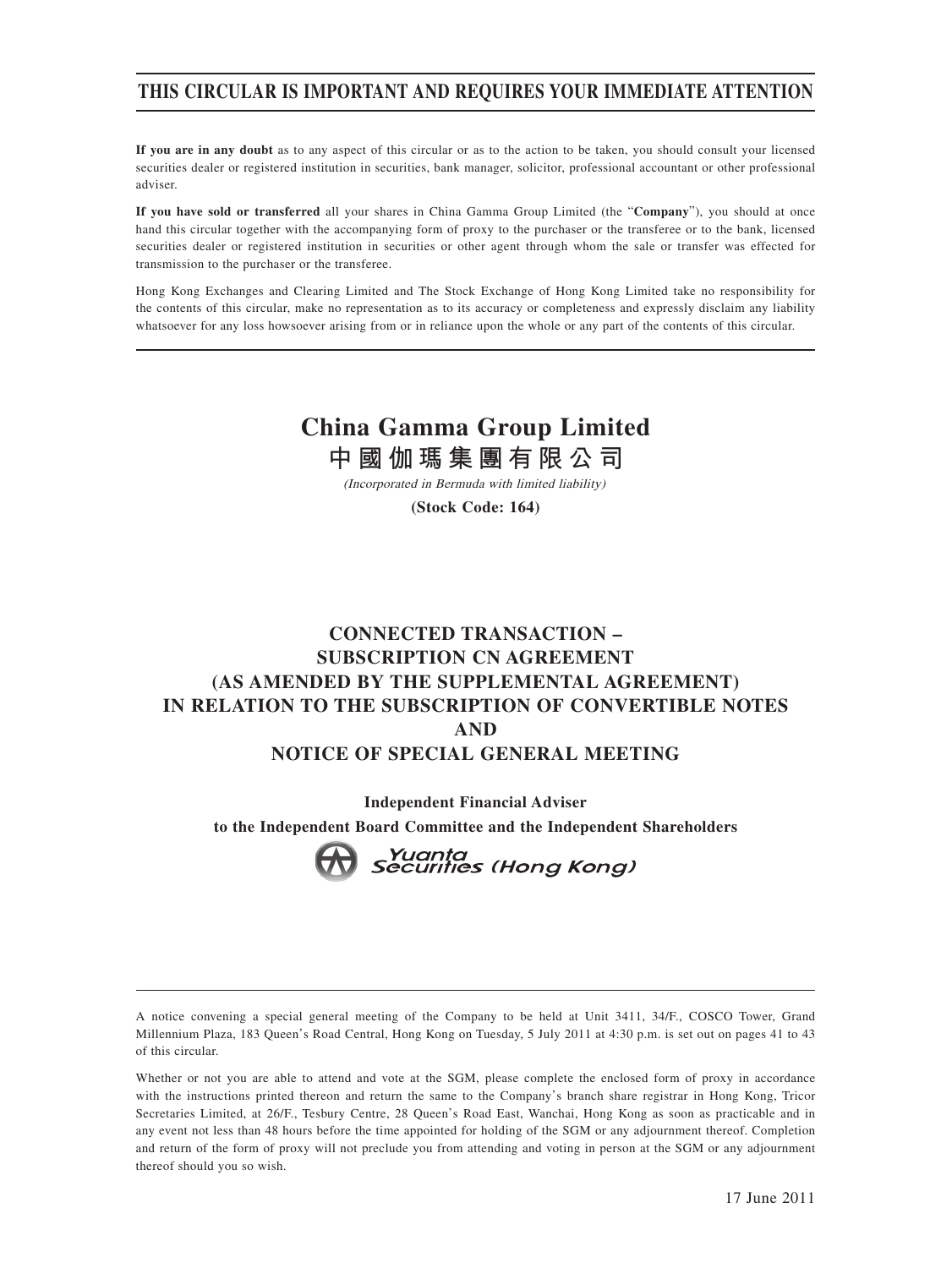# THIS CIRCULAR IS IMPORTANT AND REQUIRES YOUR IMMEDIATE ATTENTION

**If you are in any doubt** as to any aspect of this circular or as to the action to be taken, you should consult your licensed securities dealer or registered institution in securities, bank manager, solicitor, professional accountant or other professional adviser.

**If you have sold or transferred** all your shares in China Gamma Group Limited (the "**Company**"), you should at once hand this circular together with the accompanying form of proxy to the purchaser or the transferee or to the bank, licensed securities dealer or registered institution in securities or other agent through whom the sale or transfer was effected for transmission to the purchaser or the transferee.

Hong Kong Exchanges and Clearing Limited and The Stock Exchange of Hong Kong Limited take no responsibility for the contents of this circular, make no representation as to its accuracy or completeness and expressly disclaim any liability whatsoever for any loss howsoever arising from or in reliance upon the whole or any part of the contents of this circular.

# China Gamma Group Limited
# 中國伽瑪集團有限公司

*(Incorporated in Bermuda with limited liability)*

**(Stock Code: 164)**

## CONNECTED TRANSACTION – SUBSCRIPTION CN AGREEMENT (AS AMENDED BY THE SUPPLEMENTAL AGREEMENT) IN RELATION TO THE SUBSCRIPTION OF CONVERTIBLE NOTES AND NOTICE OF SPECIAL GENERAL MEETING

**Independent Financial Adviser to the Independent Board Committee and the Independent Shareholders**

Yuanta Securities (Hong Kong)

A notice convening a special general meeting of the Company to be held at Unit 3411, 34/F., COSCO Tower, Grand Millennium Plaza, 183 Queen's Road Central, Hong Kong on Tuesday, 5 July 2011 at 4:30 p.m. is set out on pages 41 to 43 of this circular.

Whether or not you are able to attend and vote at the SGM, please complete the enclosed form of proxy in accordance with the instructions printed thereon and return the same to the Company's branch share registrar in Hong Kong, Tricor Secretaries Limited, at 26/F., Tesbury Centre, 28 Queen's Road East, Wanchai, Hong Kong as soon as practicable and in any event not less than 48 hours before the time appointed for holding of the SGM or any adjournment thereof. Completion and return of the form of proxy will not preclude you from attending and voting in person at the SGM or any adjournment thereof should you so wish.

17 June 2011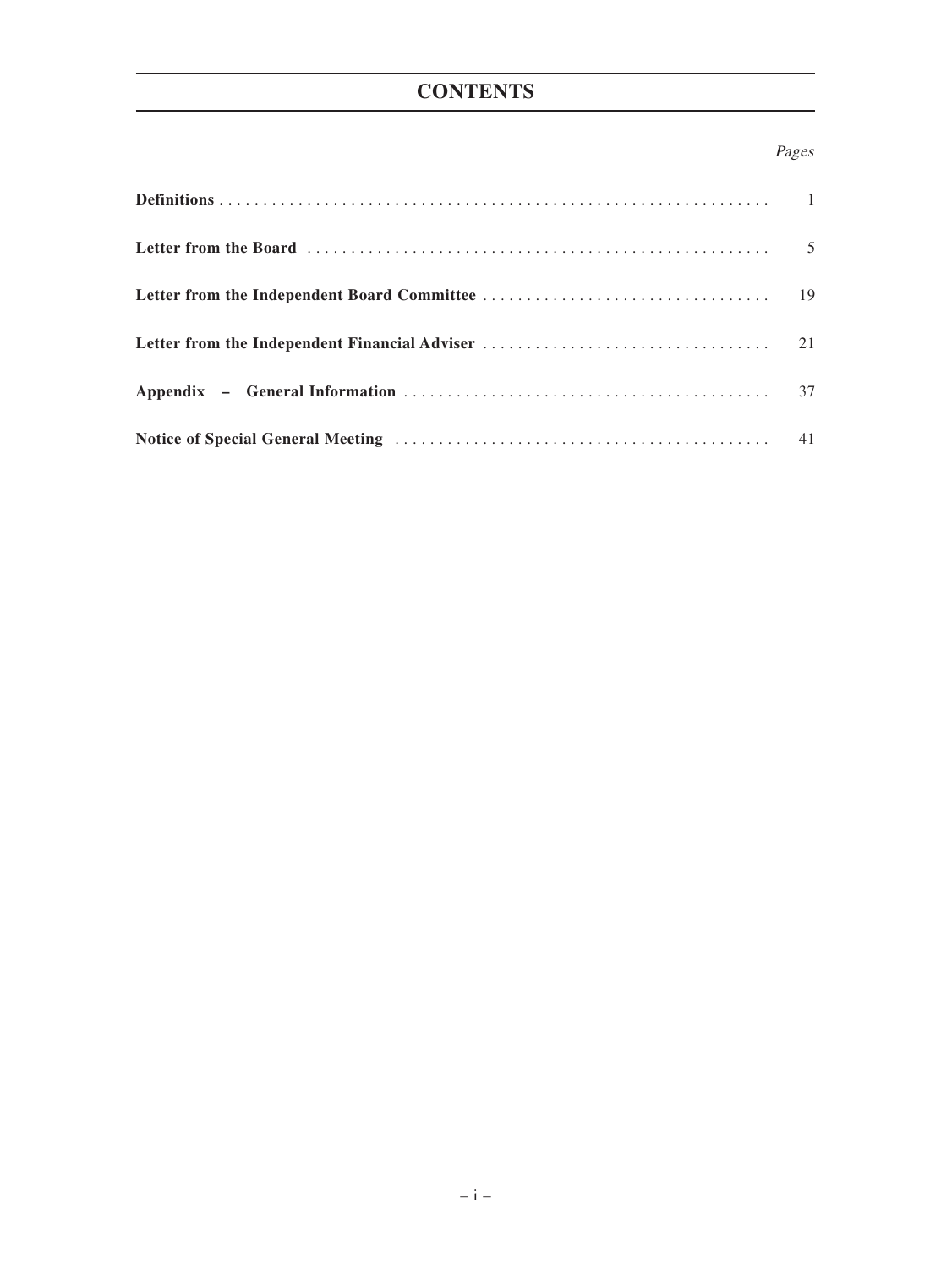# CONTENTS

| | *Pages* |
|---|---|
| **Definitions** | 1 |
| **Letter from the Board** | 5 |
| **Letter from the Independent Board Committee** | 19 |
| **Letter from the Independent Financial Adviser** | 21 |
| **Appendix – General Information** | 37 |
| **Notice of Special General Meeting** | 41 |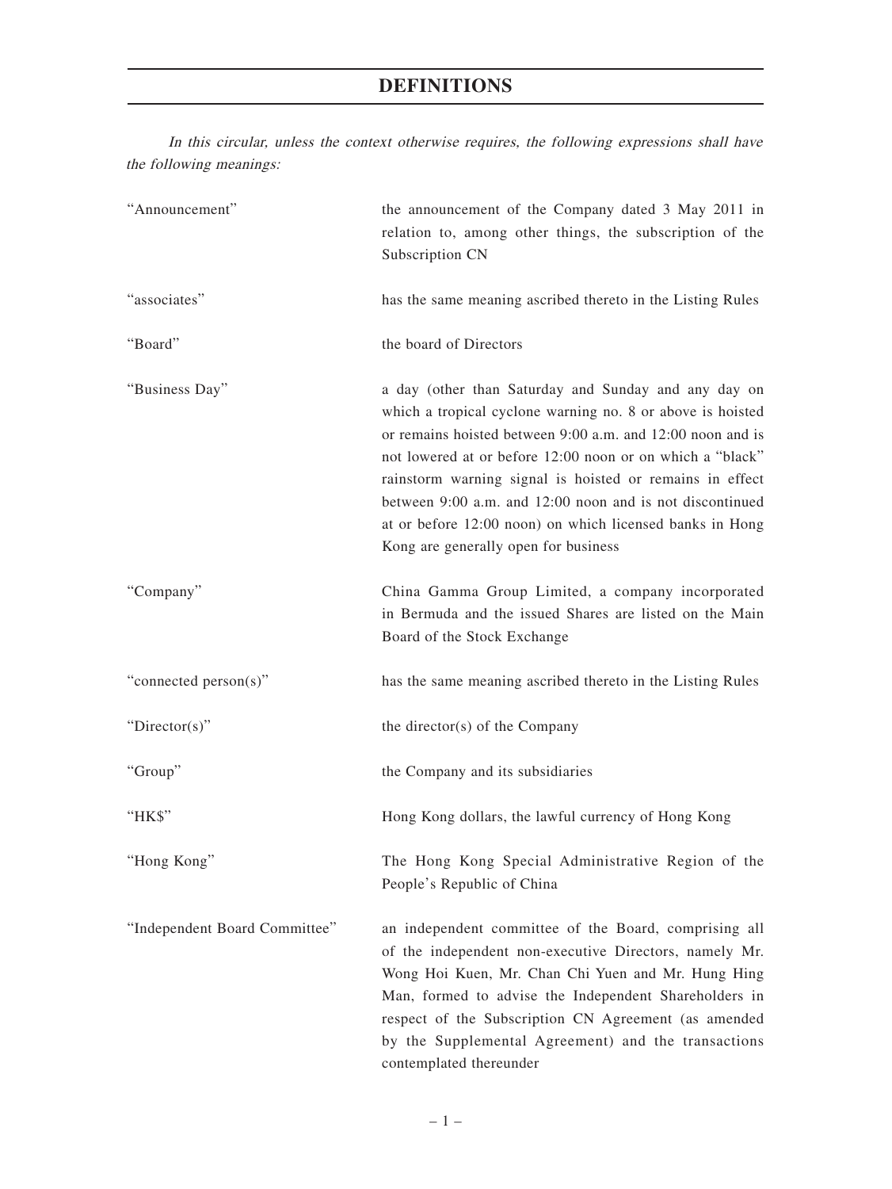# DEFINITIONS

*In this circular, unless the context otherwise requires, the following expressions shall have the following meanings:*

| | |
|---|---|
| "Announcement" | the announcement of the Company dated 3 May 2011 in relation to, among other things, the subscription of the Subscription CN |
| "associates" | has the same meaning ascribed thereto in the Listing Rules |
| "Board" | the board of Directors |
| "Business Day" | a day (other than Saturday and Sunday and any day on which a tropical cyclone warning no. 8 or above is hoisted or remains hoisted between 9:00 a.m. and 12:00 noon and is not lowered at or before 12:00 noon or on which a "black" rainstorm warning signal is hoisted or remains in effect between 9:00 a.m. and 12:00 noon and is not discontinued at or before 12:00 noon) on which licensed banks in Hong Kong are generally open for business |
| "Company" | China Gamma Group Limited, a company incorporated in Bermuda and the issued Shares are listed on the Main Board of the Stock Exchange |
| "connected person(s)" | has the same meaning ascribed thereto in the Listing Rules |
| "Director(s)" | the director(s) of the Company |
| "Group" | the Company and its subsidiaries |
| "HK$" | Hong Kong dollars, the lawful currency of Hong Kong |
| "Hong Kong" | The Hong Kong Special Administrative Region of the People's Republic of China |
| "Independent Board Committee" | an independent committee of the Board, comprising all of the independent non-executive Directors, namely Mr. Wong Hoi Kuen, Mr. Chan Chi Yuen and Mr. Hung Hing Man, formed to advise the Independent Shareholders in respect of the Subscription CN Agreement (as amended by the Supplemental Agreement) and the transactions contemplated thereunder |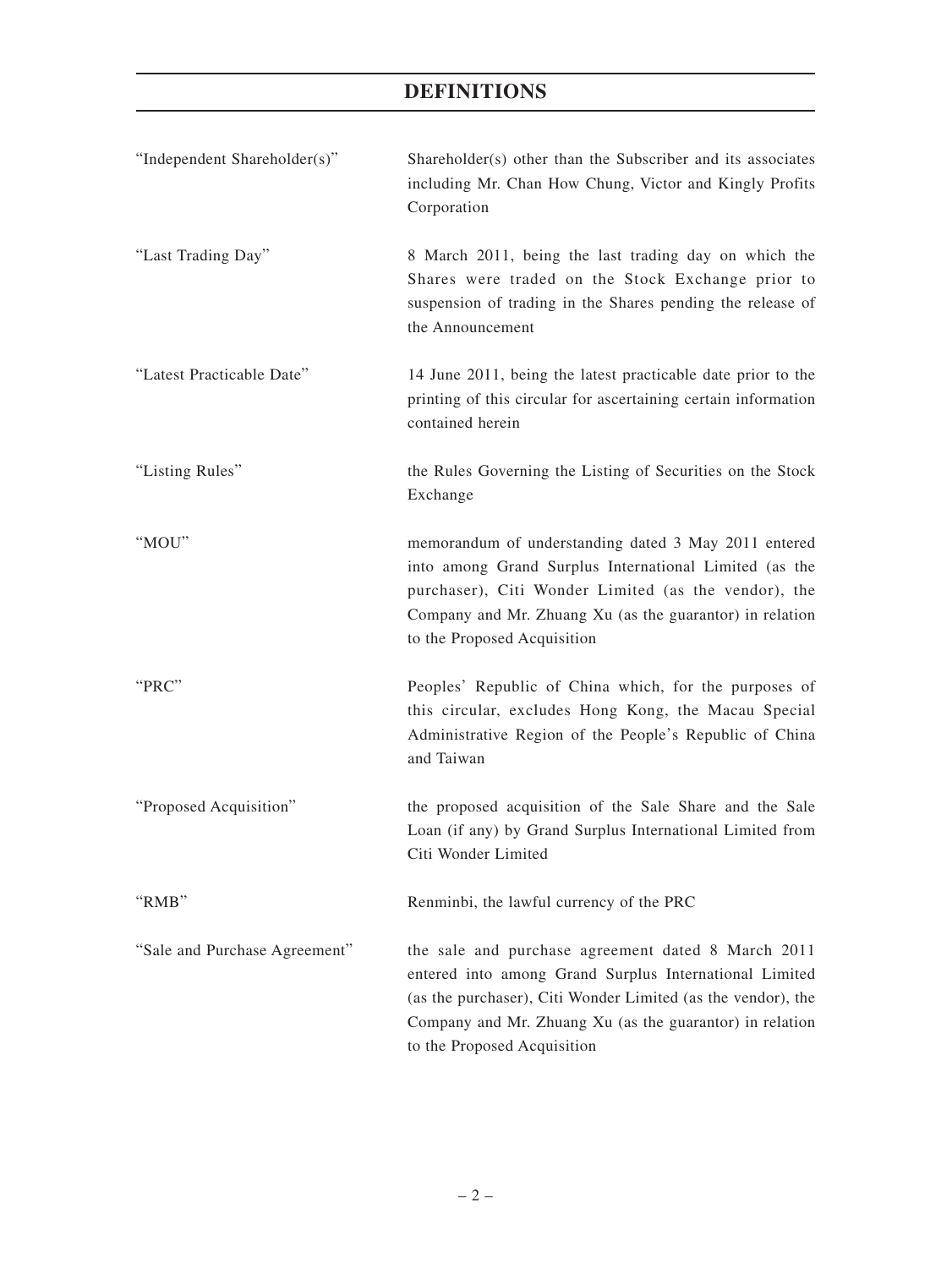# DEFINITIONS

| | |
|---|---|
| "Independent Shareholder(s)" | Shareholder(s) other than the Subscriber and its associates including Mr. Chan How Chung, Victor and Kingly Profits Corporation |
| "Last Trading Day" | 8 March 2011, being the last trading day on which the Shares were traded on the Stock Exchange prior to suspension of trading in the Shares pending the release of the Announcement |
| "Latest Practicable Date" | 14 June 2011, being the latest practicable date prior to the printing of this circular for ascertaining certain information contained herein |
| "Listing Rules" | the Rules Governing the Listing of Securities on the Stock Exchange |
| "MOU" | memorandum of understanding dated 3 May 2011 entered into among Grand Surplus International Limited (as the purchaser), Citi Wonder Limited (as the vendor), the Company and Mr. Zhuang Xu (as the guarantor) in relation to the Proposed Acquisition |
| "PRC" | Peoples' Republic of China which, for the purposes of this circular, excludes Hong Kong, the Macau Special Administrative Region of the People's Republic of China and Taiwan |
| "Proposed Acquisition" | the proposed acquisition of the Sale Share and the Sale Loan (if any) by Grand Surplus International Limited from Citi Wonder Limited |
| "RMB" | Renminbi, the lawful currency of the PRC |
| "Sale and Purchase Agreement" | the sale and purchase agreement dated 8 March 2011 entered into among Grand Surplus International Limited (as the purchaser), Citi Wonder Limited (as the vendor), the Company and Mr. Zhuang Xu (as the guarantor) in relation to the Proposed Acquisition |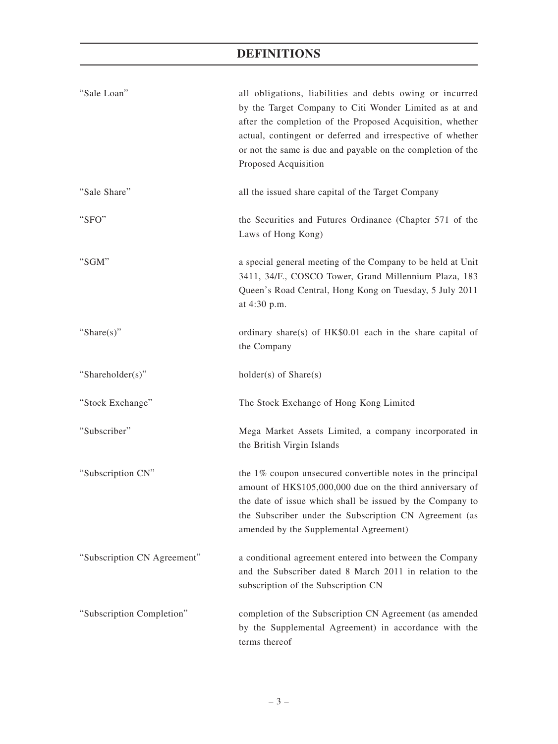# DEFINITIONS

| | |
|---|---|
| "Sale Loan" | all obligations, liabilities and debts owing or incurred by the Target Company to Citi Wonder Limited as at and after the completion of the Proposed Acquisition, whether actual, contingent or deferred and irrespective of whether or not the same is due and payable on the completion of the Proposed Acquisition |
| "Sale Share" | all the issued share capital of the Target Company |
| "SFO" | the Securities and Futures Ordinance (Chapter 571 of the Laws of Hong Kong) |
| "SGM" | a special general meeting of the Company to be held at Unit 3411, 34/F., COSCO Tower, Grand Millennium Plaza, 183 Queen's Road Central, Hong Kong on Tuesday, 5 July 2011 at 4:30 p.m. |
| "Share(s)" | ordinary share(s) of HK$0.01 each in the share capital of the Company |
| "Shareholder(s)" | holder(s) of Share(s) |
| "Stock Exchange" | The Stock Exchange of Hong Kong Limited |
| "Subscriber" | Mega Market Assets Limited, a company incorporated in the British Virgin Islands |
| "Subscription CN" | the 1% coupon unsecured convertible notes in the principal amount of HK$105,000,000 due on the third anniversary of the date of issue which shall be issued by the Company to the Subscriber under the Subscription CN Agreement (as amended by the Supplemental Agreement) |
| "Subscription CN Agreement" | a conditional agreement entered into between the Company and the Subscriber dated 8 March 2011 in relation to the subscription of the Subscription CN |
| "Subscription Completion" | completion of the Subscription CN Agreement (as amended by the Supplemental Agreement) in accordance with the terms thereof |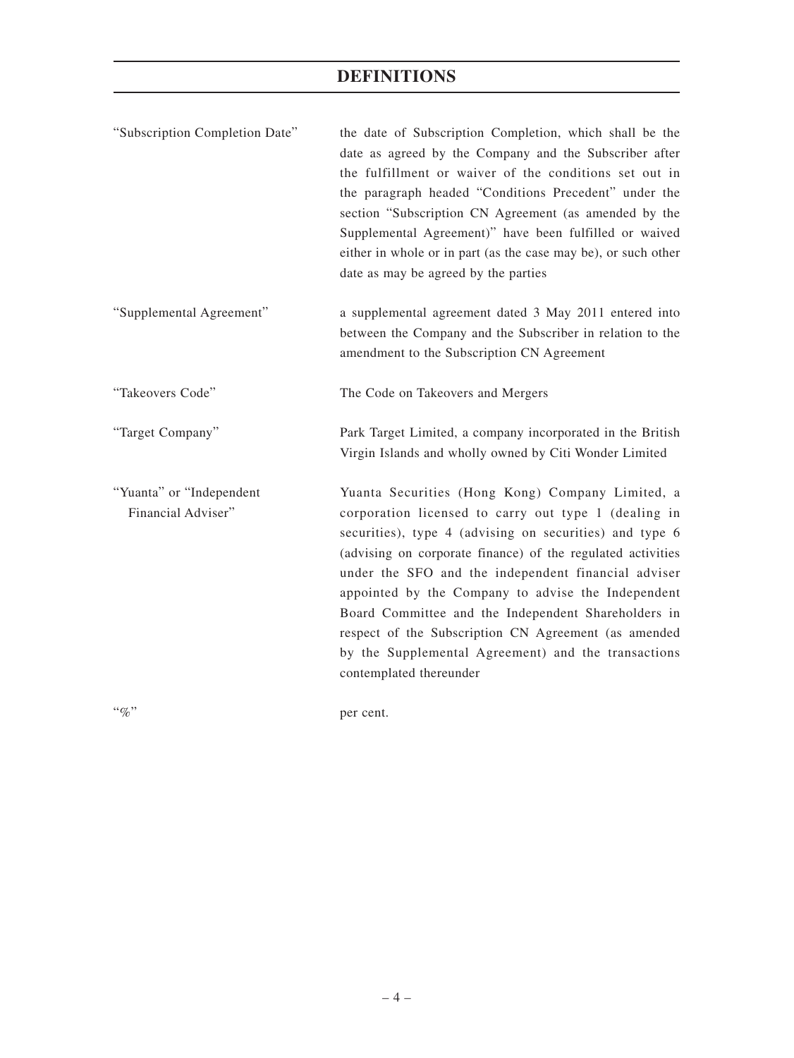# DEFINITIONS

| | |
|---|---|
| "Subscription Completion Date" | the date of Subscription Completion, which shall be the date as agreed by the Company and the Subscriber after the fulfillment or waiver of the conditions set out in the paragraph headed "Conditions Precedent" under the section "Subscription CN Agreement (as amended by the Supplemental Agreement)" have been fulfilled or waived either in whole or in part (as the case may be), or such other date as may be agreed by the parties |
| "Supplemental Agreement" | a supplemental agreement dated 3 May 2011 entered into between the Company and the Subscriber in relation to the amendment to the Subscription CN Agreement |
| "Takeovers Code" | The Code on Takeovers and Mergers |
| "Target Company" | Park Target Limited, a company incorporated in the British Virgin Islands and wholly owned by Citi Wonder Limited |
| "Yuanta" or "Independent Financial Adviser" | Yuanta Securities (Hong Kong) Company Limited, a corporation licensed to carry out type 1 (dealing in securities), type 4 (advising on securities) and type 6 (advising on corporate finance) of the regulated activities under the SFO and the independent financial adviser appointed by the Company to advise the Independent Board Committee and the Independent Shareholders in respect of the Subscription CN Agreement (as amended by the Supplemental Agreement) and the transactions contemplated thereunder |
| "%" | per cent. |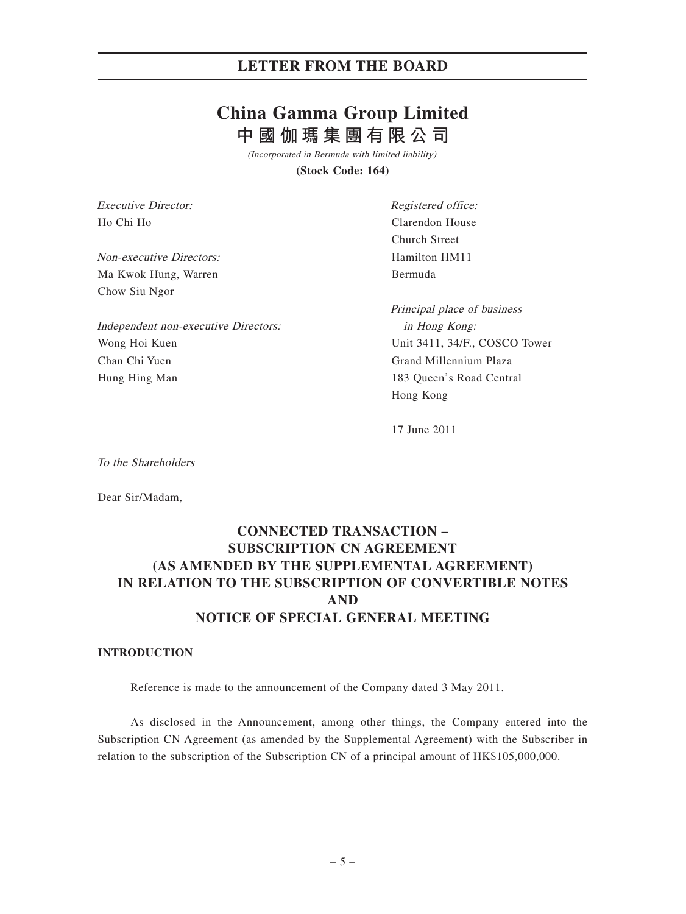# China Gamma Group Limited
# 中國伽瑪集團有限公司

*(Incorporated in Bermuda with limited liability)*

**(Stock Code: 164)**

*Executive Director:*
Ho Chi Ho

*Non-executive Directors:*
Ma Kwok Hung, Warren
Chow Siu Ngor

*Independent non-executive Directors:*
Wong Hoi Kuen
Chan Chi Yuen
Hung Hing Man

*Registered office:*
Clarendon House
Church Street
Hamilton HM11
Bermuda

*Principal place of business in Hong Kong:*
Unit 3411, 34/F., COSCO Tower
Grand Millennium Plaza
183 Queen's Road Central
Hong Kong

17 June 2011

*To the Shareholders*

Dear Sir/Madam,

## CONNECTED TRANSACTION – SUBSCRIPTION CN AGREEMENT (AS AMENDED BY THE SUPPLEMENTAL AGREEMENT) IN RELATION TO THE SUBSCRIPTION OF CONVERTIBLE NOTES AND NOTICE OF SPECIAL GENERAL MEETING

### INTRODUCTION

Reference is made to the announcement of the Company dated 3 May 2011.

As disclosed in the Announcement, among other things, the Company entered into the Subscription CN Agreement (as amended by the Supplemental Agreement) with the Subscriber in relation to the subscription of the Subscription CN of a principal amount of HK$105,000,000.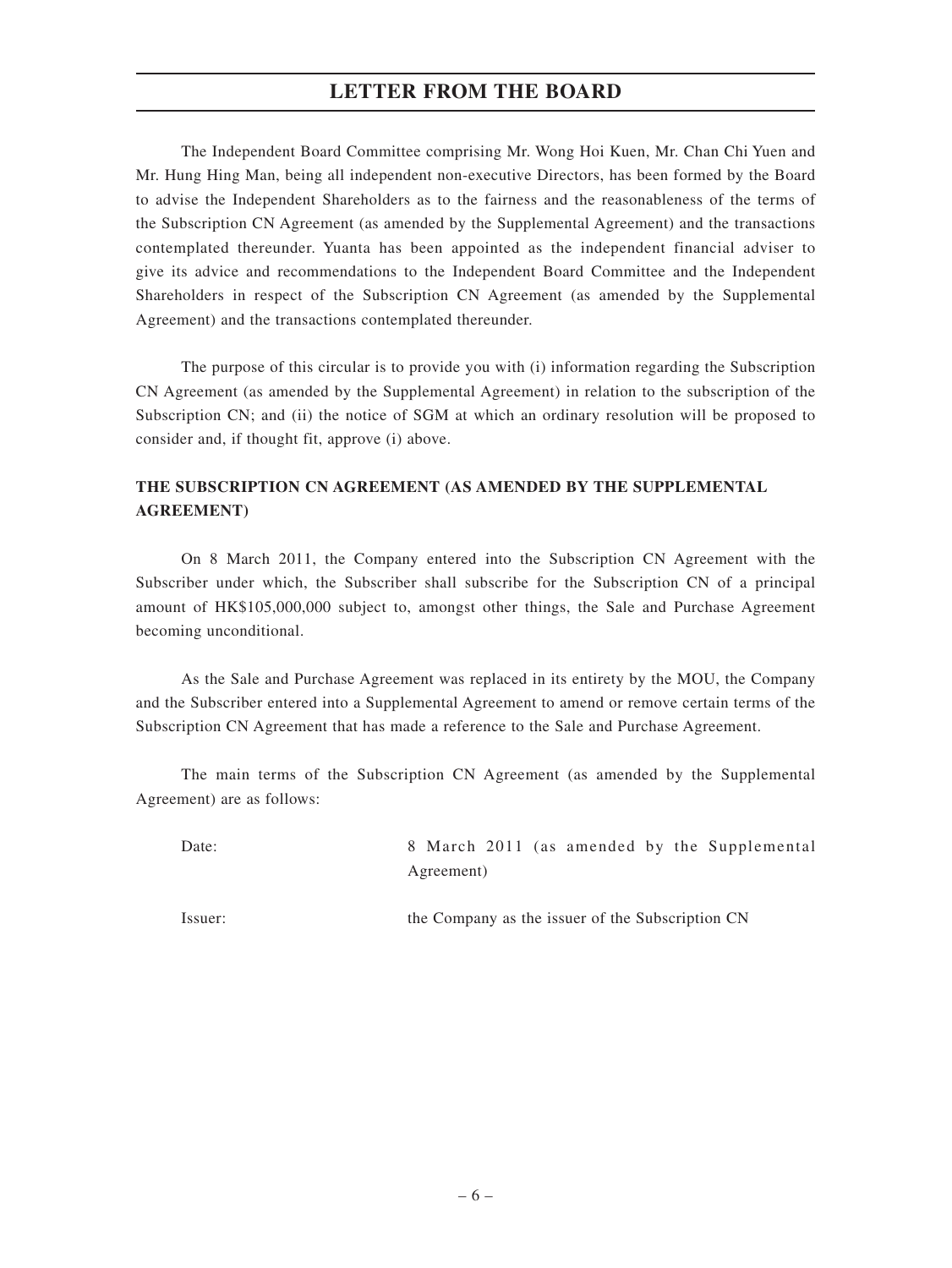The Independent Board Committee comprising Mr. Wong Hoi Kuen, Mr. Chan Chi Yuen and Mr. Hung Hing Man, being all independent non-executive Directors, has been formed by the Board to advise the Independent Shareholders as to the fairness and the reasonableness of the terms of the Subscription CN Agreement (as amended by the Supplemental Agreement) and the transactions contemplated thereunder. Yuanta has been appointed as the independent financial adviser to give its advice and recommendations to the Independent Board Committee and the Independent Shareholders in respect of the Subscription CN Agreement (as amended by the Supplemental Agreement) and the transactions contemplated thereunder.

The purpose of this circular is to provide you with (i) information regarding the Subscription CN Agreement (as amended by the Supplemental Agreement) in relation to the subscription of the Subscription CN; and (ii) the notice of SGM at which an ordinary resolution will be proposed to consider and, if thought fit, approve (i) above.

## THE SUBSCRIPTION CN AGREEMENT (AS AMENDED BY THE SUPPLEMENTAL AGREEMENT)

On 8 March 2011, the Company entered into the Subscription CN Agreement with the Subscriber under which, the Subscriber shall subscribe for the Subscription CN of a principal amount of HK$105,000,000 subject to, amongst other things, the Sale and Purchase Agreement becoming unconditional.

As the Sale and Purchase Agreement was replaced in its entirety by the MOU, the Company and the Subscriber entered into a Supplemental Agreement to amend or remove certain terms of the Subscription CN Agreement that has made a reference to the Sale and Purchase Agreement.

The main terms of the Subscription CN Agreement (as amended by the Supplemental Agreement) are as follows:

| | |
|---|---|
| Date: | 8 March 2011 (as amended by the Supplemental Agreement) |
| Issuer: | the Company as the issuer of the Subscription CN |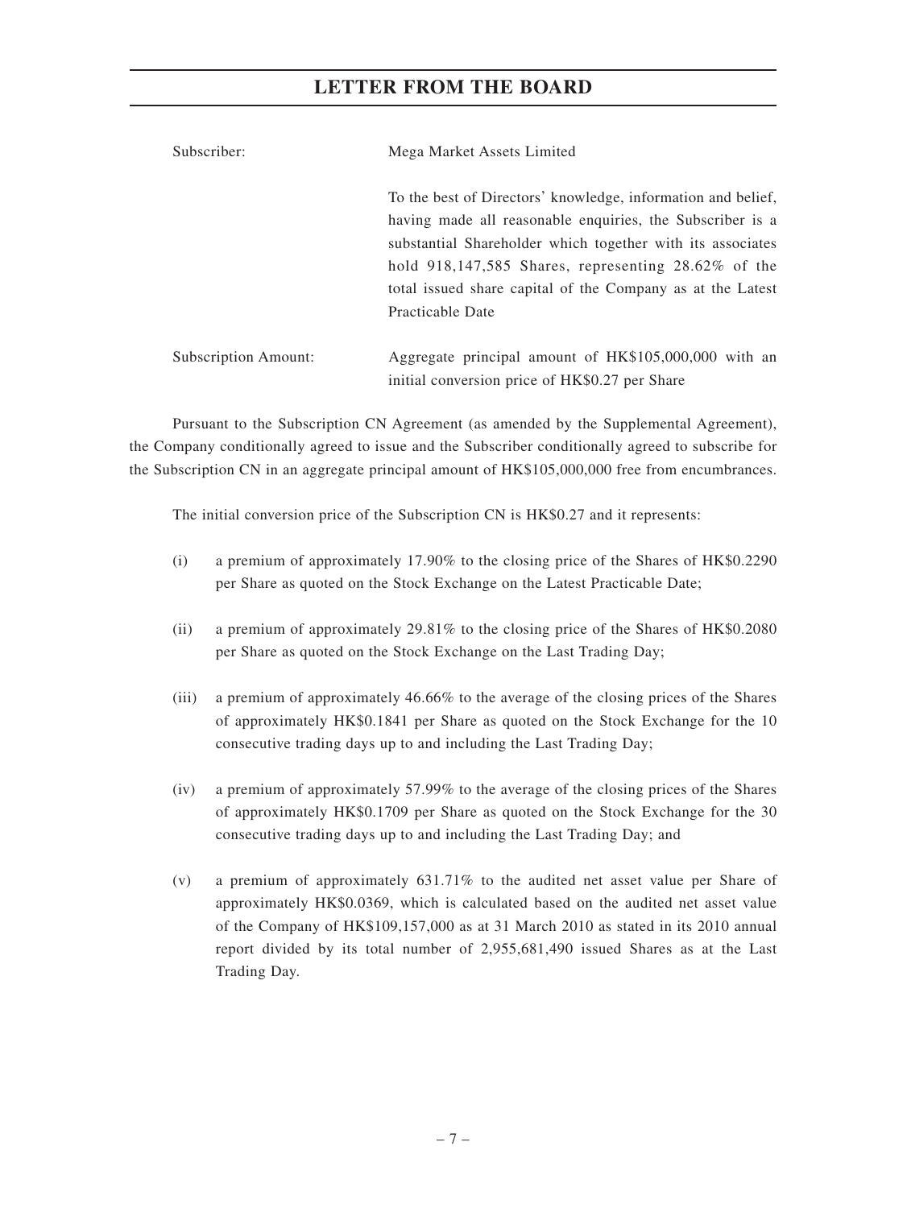| | |
|---|---|
| Subscriber: | Mega Market Assets Limited |
| | To the best of Directors' knowledge, information and belief, having made all reasonable enquiries, the Subscriber is a substantial Shareholder which together with its associates hold 918,147,585 Shares, representing 28.62% of the total issued share capital of the Company as at the Latest Practicable Date |
| Subscription Amount: | Aggregate principal amount of HK$105,000,000 with an initial conversion price of HK$0.27 per Share |

Pursuant to the Subscription CN Agreement (as amended by the Supplemental Agreement), the Company conditionally agreed to issue and the Subscriber conditionally agreed to subscribe for the Subscription CN in an aggregate principal amount of HK$105,000,000 free from encumbrances.

The initial conversion price of the Subscription CN is HK$0.27 and it represents:

(i) a premium of approximately 17.90% to the closing price of the Shares of HK$0.2290 per Share as quoted on the Stock Exchange on the Latest Practicable Date;

(ii) a premium of approximately 29.81% to the closing price of the Shares of HK$0.2080 per Share as quoted on the Stock Exchange on the Last Trading Day;

(iii) a premium of approximately 46.66% to the average of the closing prices of the Shares of approximately HK$0.1841 per Share as quoted on the Stock Exchange for the 10 consecutive trading days up to and including the Last Trading Day;

(iv) a premium of approximately 57.99% to the average of the closing prices of the Shares of approximately HK$0.1709 per Share as quoted on the Stock Exchange for the 30 consecutive trading days up to and including the Last Trading Day; and

(v) a premium of approximately 631.71% to the audited net asset value per Share of approximately HK$0.0369, which is calculated based on the audited net asset value of the Company of HK$109,157,000 as at 31 March 2010 as stated in its 2010 annual report divided by its total number of 2,955,681,490 issued Shares as at the Last Trading Day.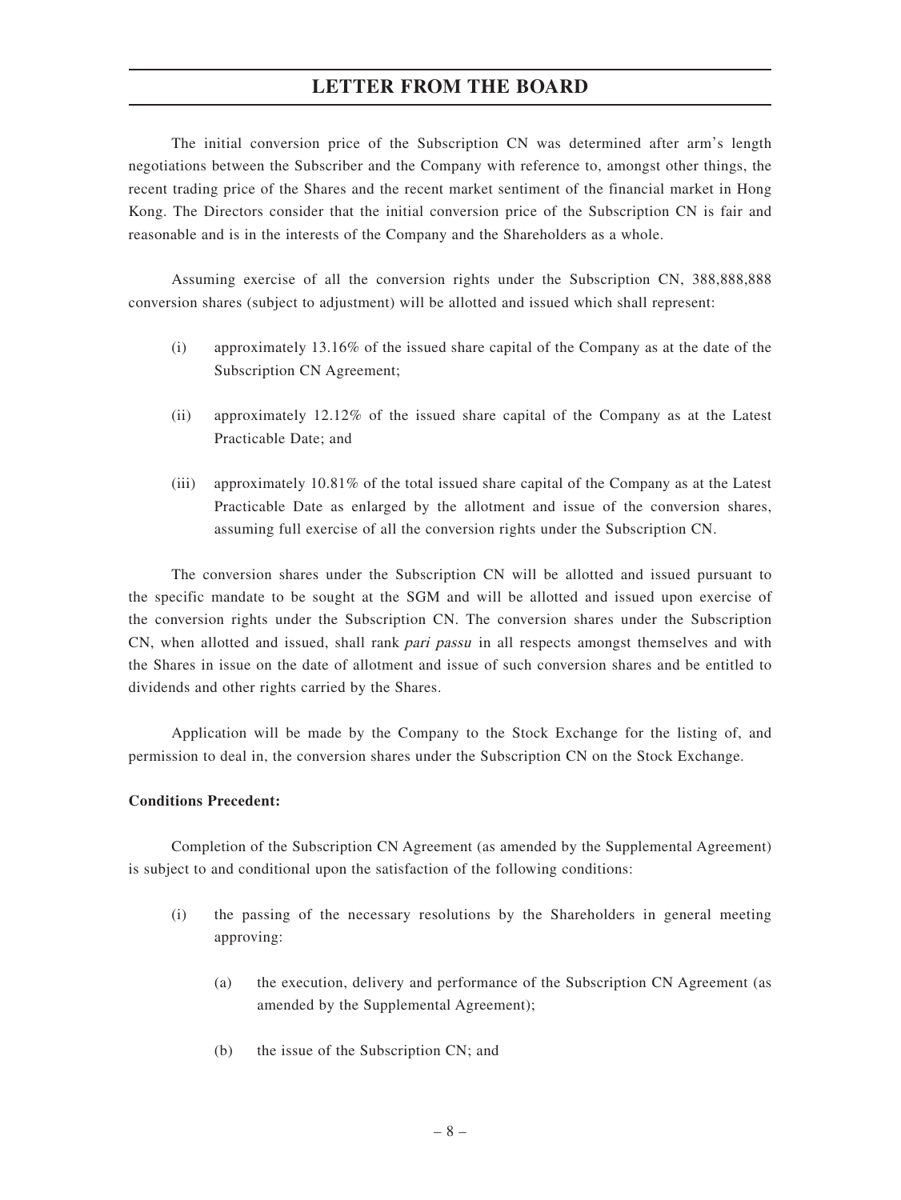The initial conversion price of the Subscription CN was determined after arm's length negotiations between the Subscriber and the Company with reference to, amongst other things, the recent trading price of the Shares and the recent market sentiment of the financial market in Hong Kong. The Directors consider that the initial conversion price of the Subscription CN is fair and reasonable and is in the interests of the Company and the Shareholders as a whole.

Assuming exercise of all the conversion rights under the Subscription CN, 388,888,888 conversion shares (subject to adjustment) will be allotted and issued which shall represent:

(i) approximately 13.16% of the issued share capital of the Company as at the date of the Subscription CN Agreement;

(ii) approximately 12.12% of the issued share capital of the Company as at the Latest Practicable Date; and

(iii) approximately 10.81% of the total issued share capital of the Company as at the Latest Practicable Date as enlarged by the allotment and issue of the conversion shares, assuming full exercise of all the conversion rights under the Subscription CN.

The conversion shares under the Subscription CN will be allotted and issued pursuant to the specific mandate to be sought at the SGM and will be allotted and issued upon exercise of the conversion rights under the Subscription CN. The conversion shares under the Subscription CN, when allotted and issued, shall rank *pari passu* in all respects amongst themselves and with the Shares in issue on the date of allotment and issue of such conversion shares and be entitled to dividends and other rights carried by the Shares.

Application will be made by the Company to the Stock Exchange for the listing of, and permission to deal in, the conversion shares under the Subscription CN on the Stock Exchange.

**Conditions Precedent:**

Completion of the Subscription CN Agreement (as amended by the Supplemental Agreement) is subject to and conditional upon the satisfaction of the following conditions:

(i) the passing of the necessary resolutions by the Shareholders in general meeting approving:

(a) the execution, delivery and performance of the Subscription CN Agreement (as amended by the Supplemental Agreement);

(b) the issue of the Subscription CN; and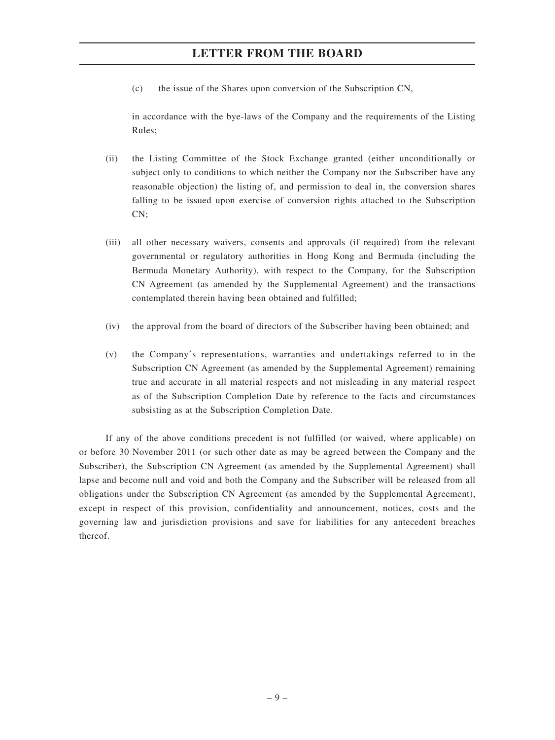(c) the issue of the Shares upon conversion of the Subscription CN,

in accordance with the bye-laws of the Company and the requirements of the Listing Rules;

(ii) the Listing Committee of the Stock Exchange granted (either unconditionally or subject only to conditions to which neither the Company nor the Subscriber have any reasonable objection) the listing of, and permission to deal in, the conversion shares falling to be issued upon exercise of conversion rights attached to the Subscription CN;

(iii) all other necessary waivers, consents and approvals (if required) from the relevant governmental or regulatory authorities in Hong Kong and Bermuda (including the Bermuda Monetary Authority), with respect to the Company, for the Subscription CN Agreement (as amended by the Supplemental Agreement) and the transactions contemplated therein having been obtained and fulfilled;

(iv) the approval from the board of directors of the Subscriber having been obtained; and

(v) the Company's representations, warranties and undertakings referred to in the Subscription CN Agreement (as amended by the Supplemental Agreement) remaining true and accurate in all material respects and not misleading in any material respect as of the Subscription Completion Date by reference to the facts and circumstances subsisting as at the Subscription Completion Date.

If any of the above conditions precedent is not fulfilled (or waived, where applicable) on or before 30 November 2011 (or such other date as may be agreed between the Company and the Subscriber), the Subscription CN Agreement (as amended by the Supplemental Agreement) shall lapse and become null and void and both the Company and the Subscriber will be released from all obligations under the Subscription CN Agreement (as amended by the Supplemental Agreement), except in respect of this provision, confidentiality and announcement, notices, costs and the governing law and jurisdiction provisions and save for liabilities for any antecedent breaches thereof.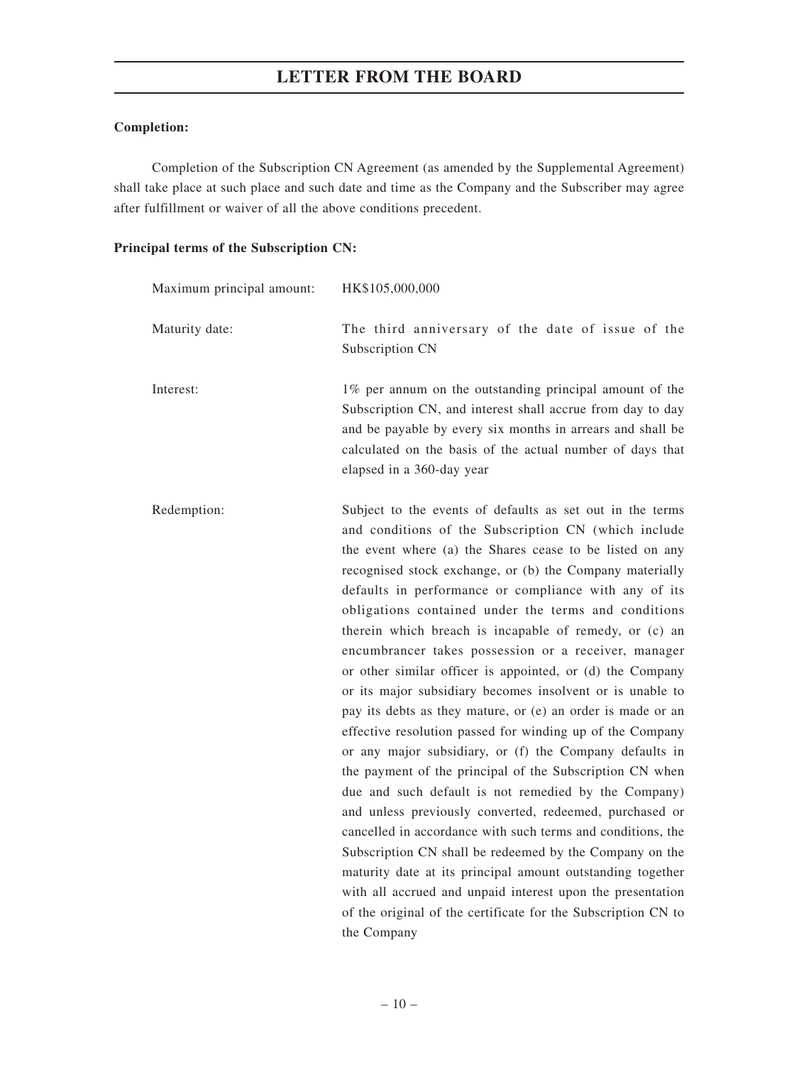**Completion:**

Completion of the Subscription CN Agreement (as amended by the Supplemental Agreement) shall take place at such place and such date and time as the Company and the Subscriber may agree after fulfillment or waiver of all the above conditions precedent.

**Principal terms of the Subscription CN:**

| | |
|---|---|
| Maximum principal amount: | HK$105,000,000 |
| Maturity date: | The third anniversary of the date of issue of the Subscription CN |
| Interest: | 1% per annum on the outstanding principal amount of the Subscription CN, and interest shall accrue from day to day and be payable by every six months in arrears and shall be calculated on the basis of the actual number of days that elapsed in a 360-day year |
| Redemption: | Subject to the events of defaults as set out in the terms and conditions of the Subscription CN (which include the event where (a) the Shares cease to be listed on any recognised stock exchange, or (b) the Company materially defaults in performance or compliance with any of its obligations contained under the terms and conditions therein which breach is incapable of remedy, or (c) an encumbrancer takes possession or a receiver, manager or other similar officer is appointed, or (d) the Company or its major subsidiary becomes insolvent or is unable to pay its debts as they mature, or (e) an order is made or an effective resolution passed for winding up of the Company or any major subsidiary, or (f) the Company defaults in the payment of the principal of the Subscription CN when due and such default is not remedied by the Company) and unless previously converted, redeemed, purchased or cancelled in accordance with such terms and conditions, the Subscription CN shall be redeemed by the Company on the maturity date at its principal amount outstanding together with all accrued and unpaid interest upon the presentation of the original of the certificate for the Subscription CN to the Company |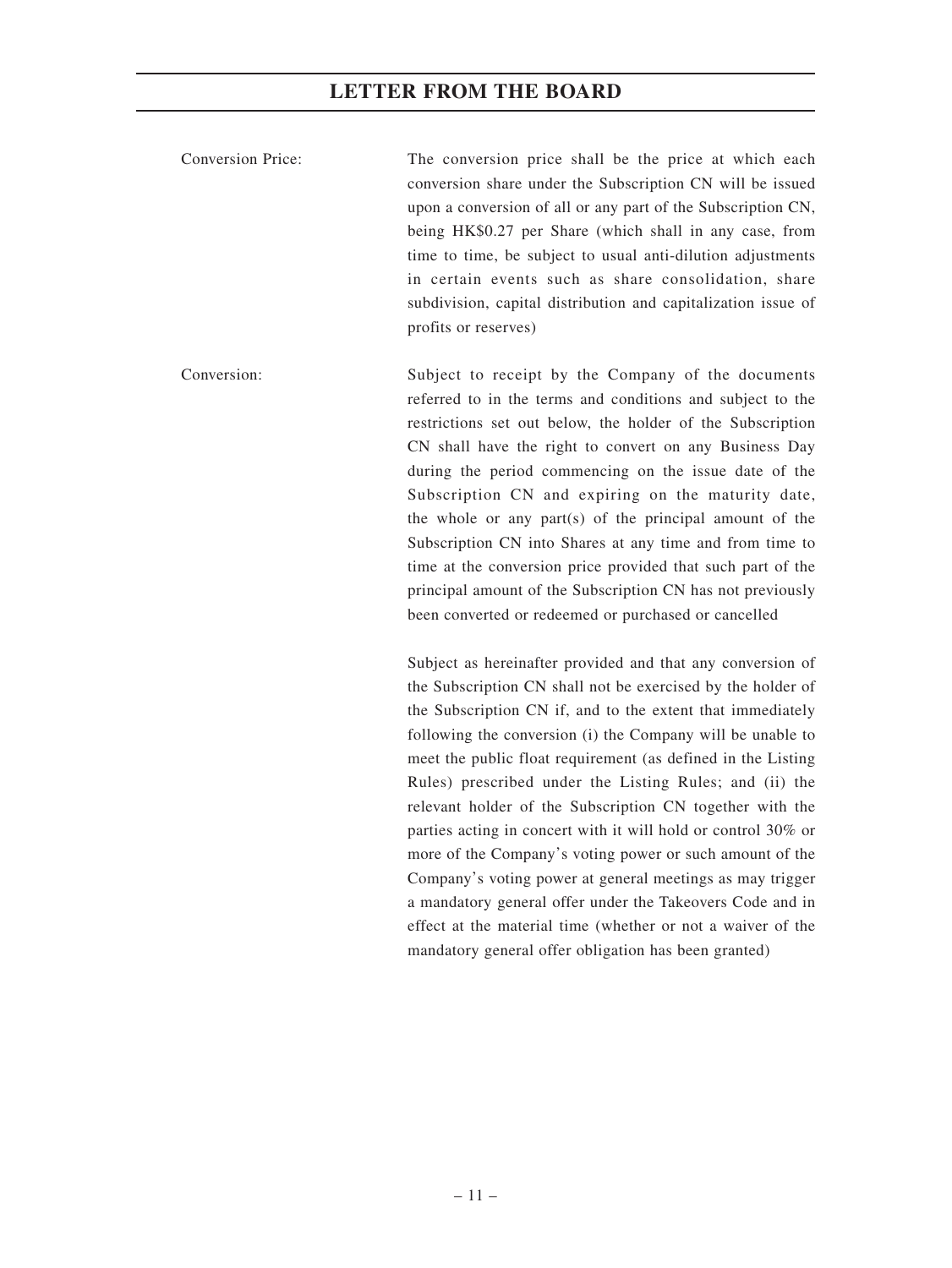Conversion Price: The conversion price shall be the price at which each conversion share under the Subscription CN will be issued upon a conversion of all or any part of the Subscription CN, being HK$0.27 per Share (which shall in any case, from time to time, be subject to usual anti-dilution adjustments in certain events such as share consolidation, share subdivision, capital distribution and capitalization issue of profits or reserves)

Conversion: Subject to receipt by the Company of the documents referred to in the terms and conditions and subject to the restrictions set out below, the holder of the Subscription CN shall have the right to convert on any Business Day during the period commencing on the issue date of the Subscription CN and expiring on the maturity date, the whole or any part(s) of the principal amount of the Subscription CN into Shares at any time and from time to time at the conversion price provided that such part of the principal amount of the Subscription CN has not previously been converted or redeemed or purchased or cancelled

Subject as hereinafter provided and that any conversion of the Subscription CN shall not be exercised by the holder of the Subscription CN if, and to the extent that immediately following the conversion (i) the Company will be unable to meet the public float requirement (as defined in the Listing Rules) prescribed under the Listing Rules; and (ii) the relevant holder of the Subscription CN together with the parties acting in concert with it will hold or control 30% or more of the Company's voting power or such amount of the Company's voting power at general meetings as may trigger a mandatory general offer under the Takeovers Code and in effect at the material time (whether or not a waiver of the mandatory general offer obligation has been granted)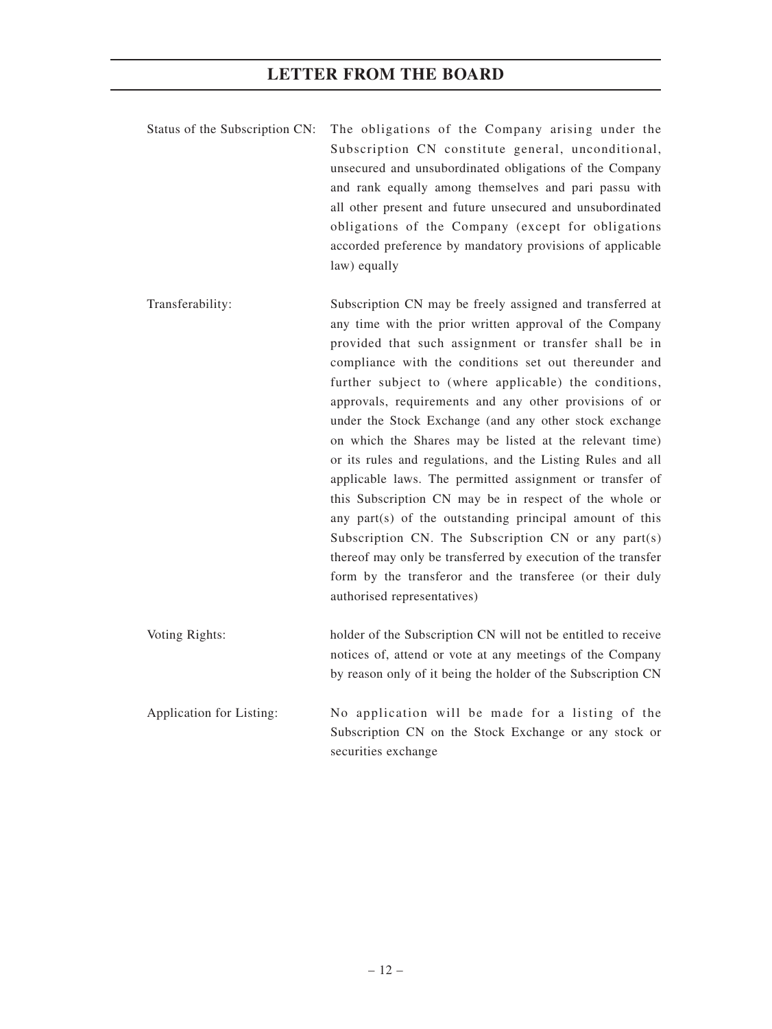| | |
|---|---|
| Status of the Subscription CN: | The obligations of the Company arising under the Subscription CN constitute general, unconditional, unsecured and unsubordinated obligations of the Company and rank equally among themselves and pari passu with all other present and future unsecured and unsubordinated obligations of the Company (except for obligations accorded preference by mandatory provisions of applicable law) equally |
| Transferability: | Subscription CN may be freely assigned and transferred at any time with the prior written approval of the Company provided that such assignment or transfer shall be in compliance with the conditions set out thereunder and further subject to (where applicable) the conditions, approvals, requirements and any other provisions of or under the Stock Exchange (and any other stock exchange on which the Shares may be listed at the relevant time) or its rules and regulations, and the Listing Rules and all applicable laws. The permitted assignment or transfer of this Subscription CN may be in respect of the whole or any part(s) of the outstanding principal amount of this Subscription CN. The Subscription CN or any part(s) thereof may only be transferred by execution of the transfer form by the transferor and the transferee (or their duly authorised representatives) |
| Voting Rights: | holder of the Subscription CN will not be entitled to receive notices of, attend or vote at any meetings of the Company by reason only of it being the holder of the Subscription CN |
| Application for Listing: | No application will be made for a listing of the Subscription CN on the Stock Exchange or any stock or securities exchange |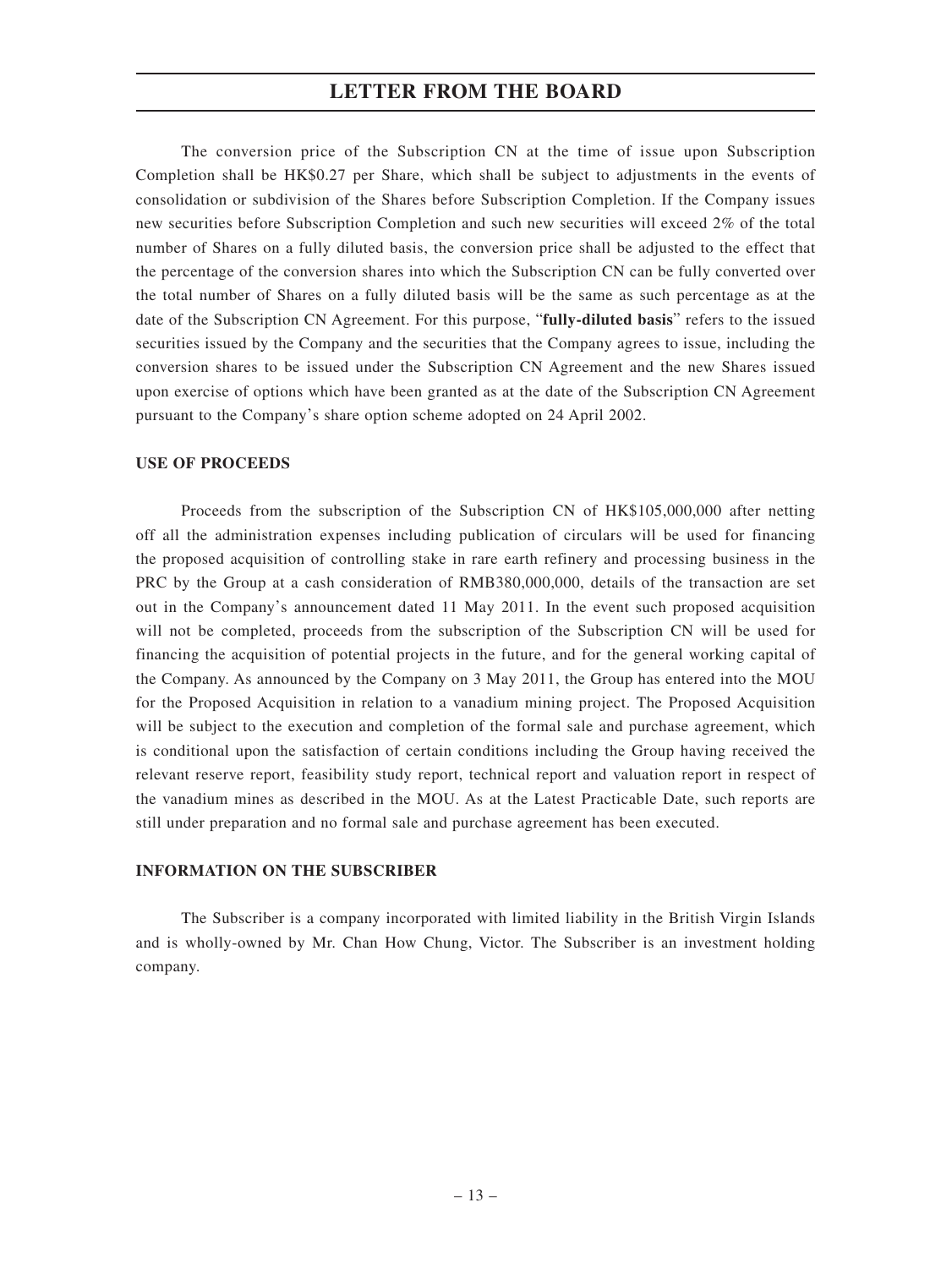The conversion price of the Subscription CN at the time of issue upon Subscription Completion shall be HK$0.27 per Share, which shall be subject to adjustments in the events of consolidation or subdivision of the Shares before Subscription Completion. If the Company issues new securities before Subscription Completion and such new securities will exceed 2% of the total number of Shares on a fully diluted basis, the conversion price shall be adjusted to the effect that the percentage of the conversion shares into which the Subscription CN can be fully converted over the total number of Shares on a fully diluted basis will be the same as such percentage as at the date of the Subscription CN Agreement. For this purpose, "**fully-diluted basis**" refers to the issued securities issued by the Company and the securities that the Company agrees to issue, including the conversion shares to be issued under the Subscription CN Agreement and the new Shares issued upon exercise of options which have been granted as at the date of the Subscription CN Agreement pursuant to the Company's share option scheme adopted on 24 April 2002.

## USE OF PROCEEDS

Proceeds from the subscription of the Subscription CN of HK$105,000,000 after netting off all the administration expenses including publication of circulars will be used for financing the proposed acquisition of controlling stake in rare earth refinery and processing business in the PRC by the Group at a cash consideration of RMB380,000,000, details of the transaction are set out in the Company's announcement dated 11 May 2011. In the event such proposed acquisition will not be completed, proceeds from the subscription of the Subscription CN will be used for financing the acquisition of potential projects in the future, and for the general working capital of the Company. As announced by the Company on 3 May 2011, the Group has entered into the MOU for the Proposed Acquisition in relation to a vanadium mining project. The Proposed Acquisition will be subject to the execution and completion of the formal sale and purchase agreement, which is conditional upon the satisfaction of certain conditions including the Group having received the relevant reserve report, feasibility study report, technical report and valuation report in respect of the vanadium mines as described in the MOU. As at the Latest Practicable Date, such reports are still under preparation and no formal sale and purchase agreement has been executed.

## INFORMATION ON THE SUBSCRIBER

The Subscriber is a company incorporated with limited liability in the British Virgin Islands and is wholly-owned by Mr. Chan How Chung, Victor. The Subscriber is an investment holding company.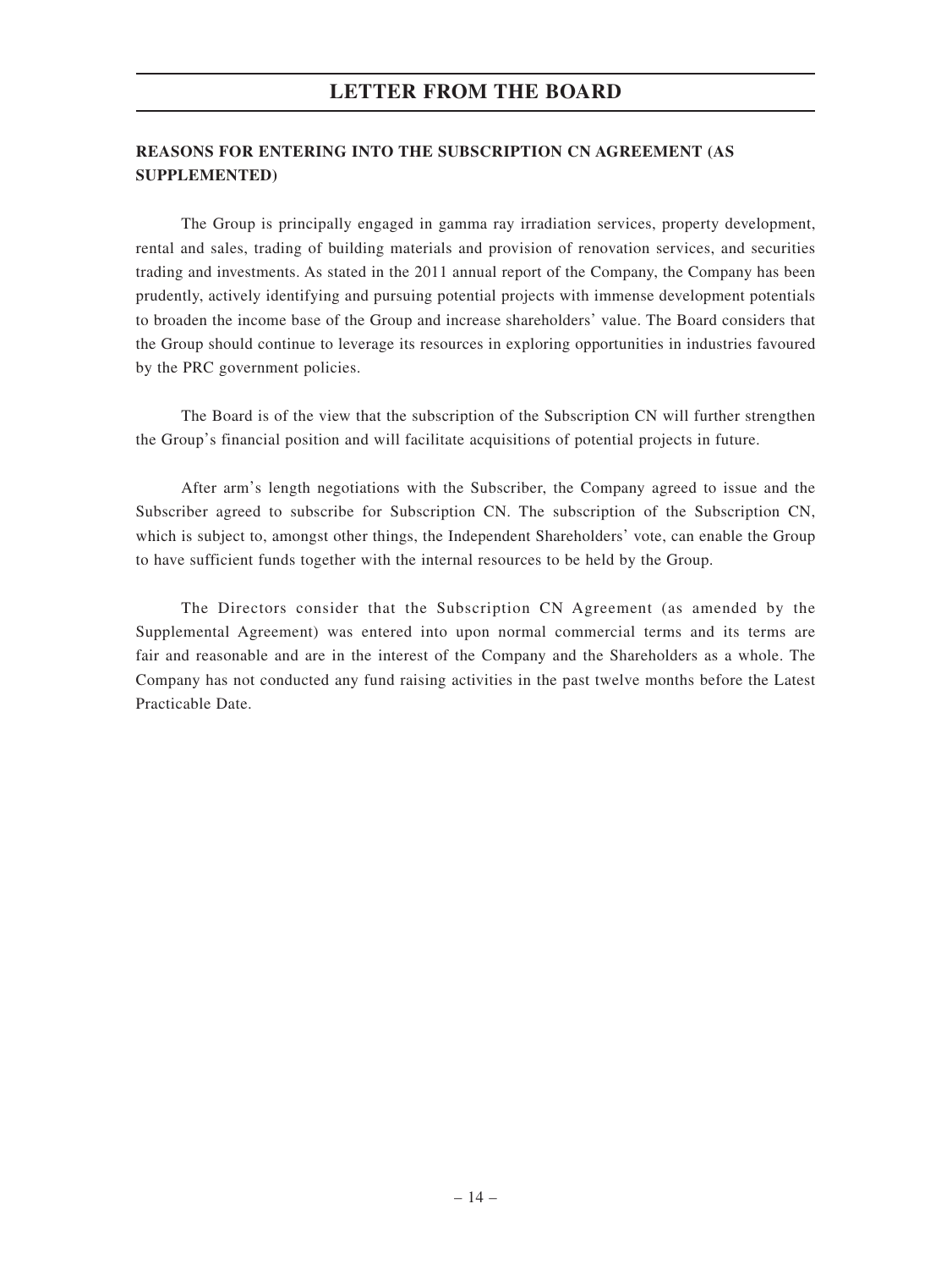## REASONS FOR ENTERING INTO THE SUBSCRIPTION CN AGREEMENT (AS SUPPLEMENTED)

The Group is principally engaged in gamma ray irradiation services, property development, rental and sales, trading of building materials and provision of renovation services, and securities trading and investments. As stated in the 2011 annual report of the Company, the Company has been prudently, actively identifying and pursuing potential projects with immense development potentials to broaden the income base of the Group and increase shareholders' value. The Board considers that the Group should continue to leverage its resources in exploring opportunities in industries favoured by the PRC government policies.

The Board is of the view that the subscription of the Subscription CN will further strengthen the Group's financial position and will facilitate acquisitions of potential projects in future.

After arm's length negotiations with the Subscriber, the Company agreed to issue and the Subscriber agreed to subscribe for Subscription CN. The subscription of the Subscription CN, which is subject to, amongst other things, the Independent Shareholders' vote, can enable the Group to have sufficient funds together with the internal resources to be held by the Group.

The Directors consider that the Subscription CN Agreement (as amended by the Supplemental Agreement) was entered into upon normal commercial terms and its terms are fair and reasonable and are in the interest of the Company and the Shareholders as a whole. The Company has not conducted any fund raising activities in the past twelve months before the Latest Practicable Date.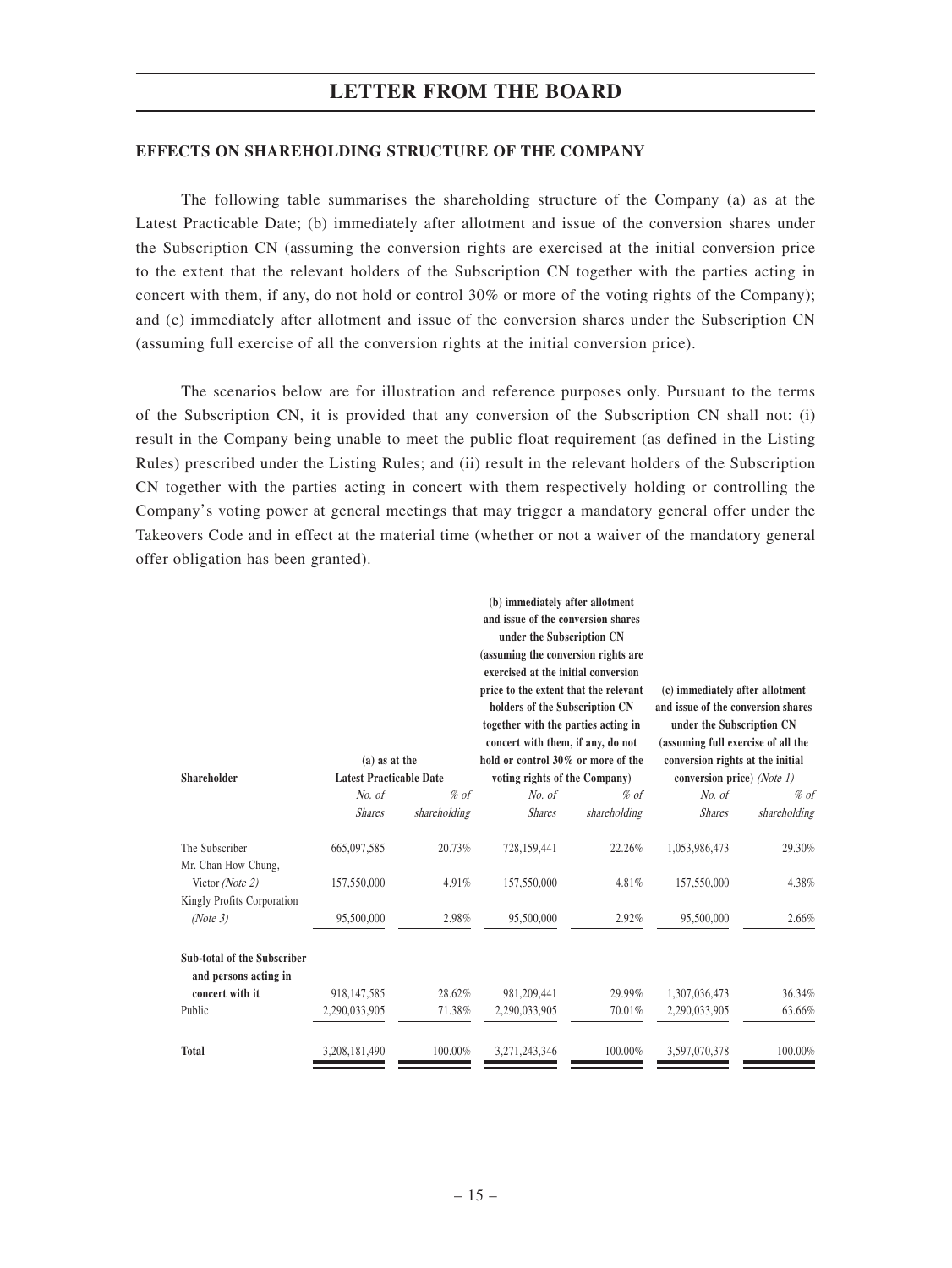## EFFECTS ON SHAREHOLDING STRUCTURE OF THE COMPANY

The following table summarises the shareholding structure of the Company (a) as at the Latest Practicable Date; (b) immediately after allotment and issue of the conversion shares under the Subscription CN (assuming the conversion rights are exercised at the initial conversion price to the extent that the relevant holders of the Subscription CN together with the parties acting in concert with them, if any, do not hold or control 30% or more of the voting rights of the Company); and (c) immediately after allotment and issue of the conversion shares under the Subscription CN (assuming full exercise of all the conversion rights at the initial conversion price).

The scenarios below are for illustration and reference purposes only. Pursuant to the terms of the Subscription CN, it is provided that any conversion of the Subscription CN shall not: (i) result in the Company being unable to meet the public float requirement (as defined in the Listing Rules) prescribed under the Listing Rules; and (ii) result in the relevant holders of the Subscription CN together with the parties acting in concert with them respectively holding or controlling the Company's voting power at general meetings that may trigger a mandatory general offer under the Takeovers Code and in effect at the material time (whether or not a waiver of the mandatory general offer obligation has been granted).

| Shareholder | (a) as at the Latest Practicable Date | | (b) immediately after allotment and issue of the conversion shares under the Subscription CN (assuming the conversion rights are exercised at the initial conversion price to the extent that the relevant holders of the Subscription CN together with the parties acting in concert with them, if any, do not hold or control 30% or more of the voting rights of the Company) | | (c) immediately after allotment and issue of the conversion shares under the Subscription CN (assuming full exercise of all the conversion rights at the initial conversion price) *(Note 1)* | |
|---|---|---|---|---|---|---|
| | *No. of Shares* | *% of shareholding* | *No. of Shares* | *% of shareholding* | *No. of Shares* | *% of shareholding* |
| The Subscriber | 665,097,585 | 20.73% | 728,159,441 | 22.26% | 1,053,986,473 | 29.30% |
| Mr. Chan How Chung, Victor *(Note 2)* | 157,550,000 | 4.91% | 157,550,000 | 4.81% | 157,550,000 | 4.38% |
| Kingly Profits Corporation *(Note 3)* | 95,500,000 | 2.98% | 95,500,000 | 2.92% | 95,500,000 | 2.66% |
| **Sub-total of the Subscriber and persons acting in concert with it** | 918,147,585 | 28.62% | 981,209,441 | 29.99% | 1,307,036,473 | 36.34% |
| Public | 2,290,033,905 | 71.38% | 2,290,033,905 | 70.01% | 2,290,033,905 | 63.66% |
| **Total** | 3,208,181,490 | 100.00% | 3,271,243,346 | 100.00% | 3,597,070,378 | 100.00% |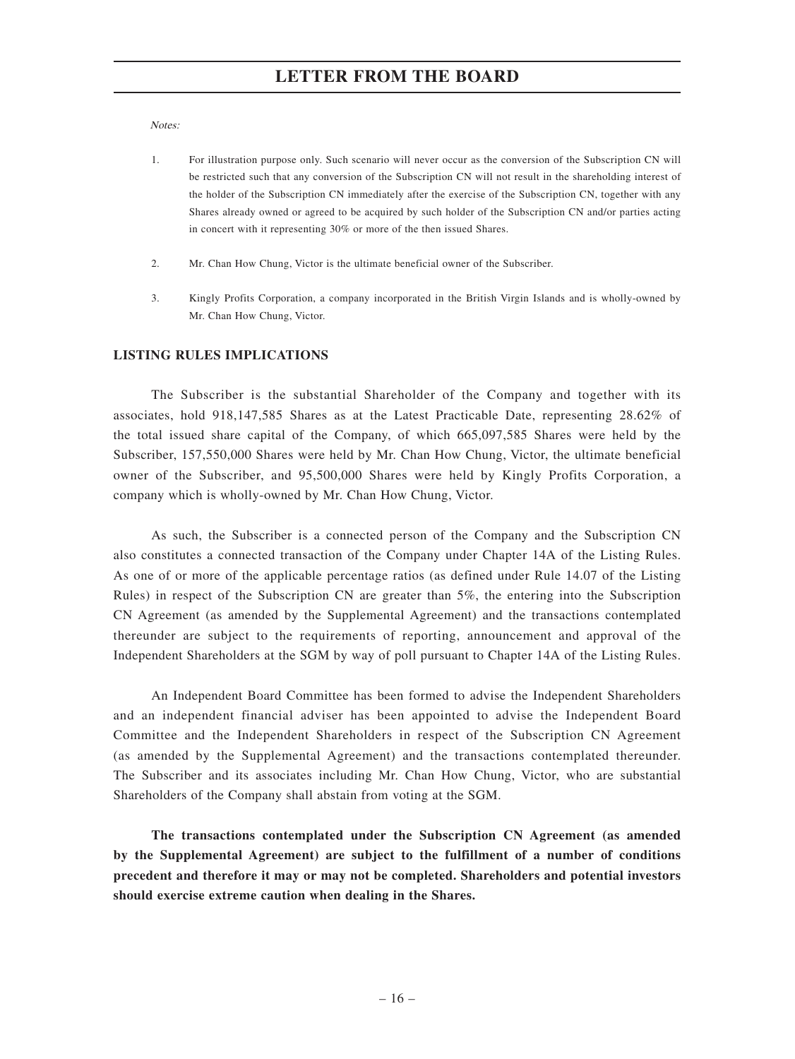*Notes:*

1. For illustration purpose only. Such scenario will never occur as the conversion of the Subscription CN will be restricted such that any conversion of the Subscription CN will not result in the shareholding interest of the holder of the Subscription CN immediately after the exercise of the Subscription CN, together with any Shares already owned or agreed to be acquired by such holder of the Subscription CN and/or parties acting in concert with it representing 30% or more of the then issued Shares.

2. Mr. Chan How Chung, Victor is the ultimate beneficial owner of the Subscriber.

3. Kingly Profits Corporation, a company incorporated in the British Virgin Islands and is wholly-owned by Mr. Chan How Chung, Victor.

**LISTING RULES IMPLICATIONS**

The Subscriber is the substantial Shareholder of the Company and together with its associates, hold 918,147,585 Shares as at the Latest Practicable Date, representing 28.62% of the total issued share capital of the Company, of which 665,097,585 Shares were held by the Subscriber, 157,550,000 Shares were held by Mr. Chan How Chung, Victor, the ultimate beneficial owner of the Subscriber, and 95,500,000 Shares were held by Kingly Profits Corporation, a company which is wholly-owned by Mr. Chan How Chung, Victor.

As such, the Subscriber is a connected person of the Company and the Subscription CN also constitutes a connected transaction of the Company under Chapter 14A of the Listing Rules. As one of or more of the applicable percentage ratios (as defined under Rule 14.07 of the Listing Rules) in respect of the Subscription CN are greater than 5%, the entering into the Subscription CN Agreement (as amended by the Supplemental Agreement) and the transactions contemplated thereunder are subject to the requirements of reporting, announcement and approval of the Independent Shareholders at the SGM by way of poll pursuant to Chapter 14A of the Listing Rules.

An Independent Board Committee has been formed to advise the Independent Shareholders and an independent financial adviser has been appointed to advise the Independent Board Committee and the Independent Shareholders in respect of the Subscription CN Agreement (as amended by the Supplemental Agreement) and the transactions contemplated thereunder. The Subscriber and its associates including Mr. Chan How Chung, Victor, who are substantial Shareholders of the Company shall abstain from voting at the SGM.

**The transactions contemplated under the Subscription CN Agreement (as amended by the Supplemental Agreement) are subject to the fulfillment of a number of conditions precedent and therefore it may or may not be completed. Shareholders and potential investors should exercise extreme caution when dealing in the Shares.**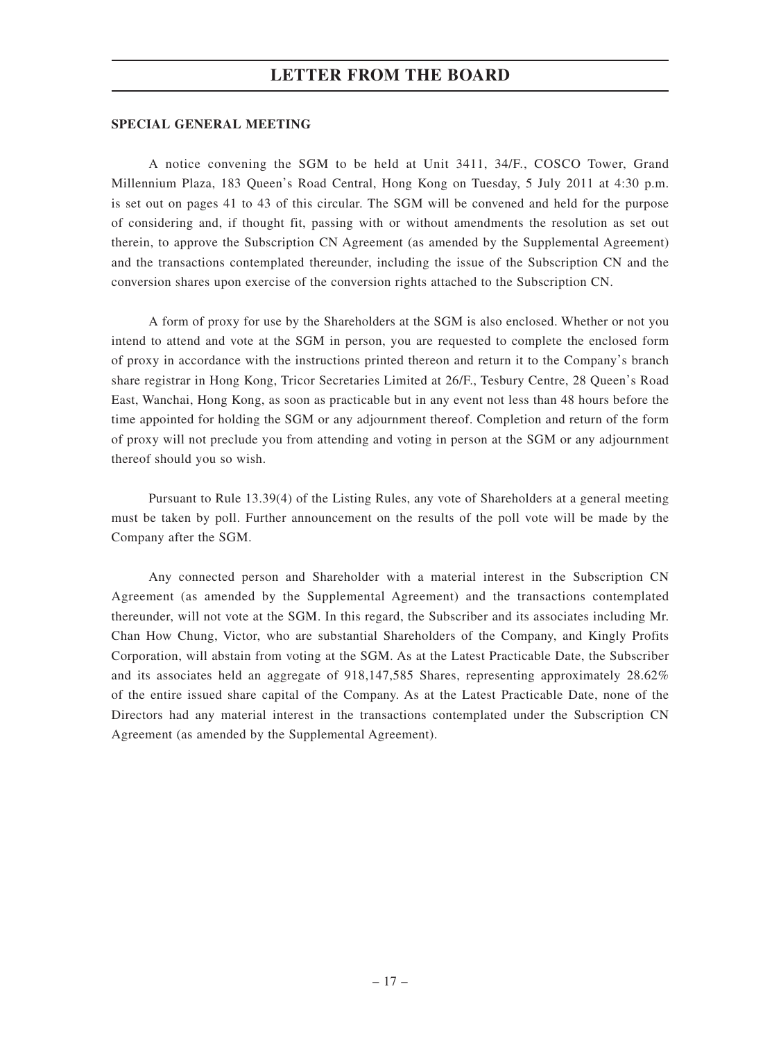**SPECIAL GENERAL MEETING**

A notice convening the SGM to be held at Unit 3411, 34/F., COSCO Tower, Grand Millennium Plaza, 183 Queen's Road Central, Hong Kong on Tuesday, 5 July 2011 at 4:30 p.m. is set out on pages 41 to 43 of this circular. The SGM will be convened and held for the purpose of considering and, if thought fit, passing with or without amendments the resolution as set out therein, to approve the Subscription CN Agreement (as amended by the Supplemental Agreement) and the transactions contemplated thereunder, including the issue of the Subscription CN and the conversion shares upon exercise of the conversion rights attached to the Subscription CN.

A form of proxy for use by the Shareholders at the SGM is also enclosed. Whether or not you intend to attend and vote at the SGM in person, you are requested to complete the enclosed form of proxy in accordance with the instructions printed thereon and return it to the Company's branch share registrar in Hong Kong, Tricor Secretaries Limited at 26/F., Tesbury Centre, 28 Queen's Road East, Wanchai, Hong Kong, as soon as practicable but in any event not less than 48 hours before the time appointed for holding the SGM or any adjournment thereof. Completion and return of the form of proxy will not preclude you from attending and voting in person at the SGM or any adjournment thereof should you so wish.

Pursuant to Rule 13.39(4) of the Listing Rules, any vote of Shareholders at a general meeting must be taken by poll. Further announcement on the results of the poll vote will be made by the Company after the SGM.

Any connected person and Shareholder with a material interest in the Subscription CN Agreement (as amended by the Supplemental Agreement) and the transactions contemplated thereunder, will not vote at the SGM. In this regard, the Subscriber and its associates including Mr. Chan How Chung, Victor, who are substantial Shareholders of the Company, and Kingly Profits Corporation, will abstain from voting at the SGM. As at the Latest Practicable Date, the Subscriber and its associates held an aggregate of 918,147,585 Shares, representing approximately 28.62% of the entire issued share capital of the Company. As at the Latest Practicable Date, none of the Directors had any material interest in the transactions contemplated under the Subscription CN Agreement (as amended by the Supplemental Agreement).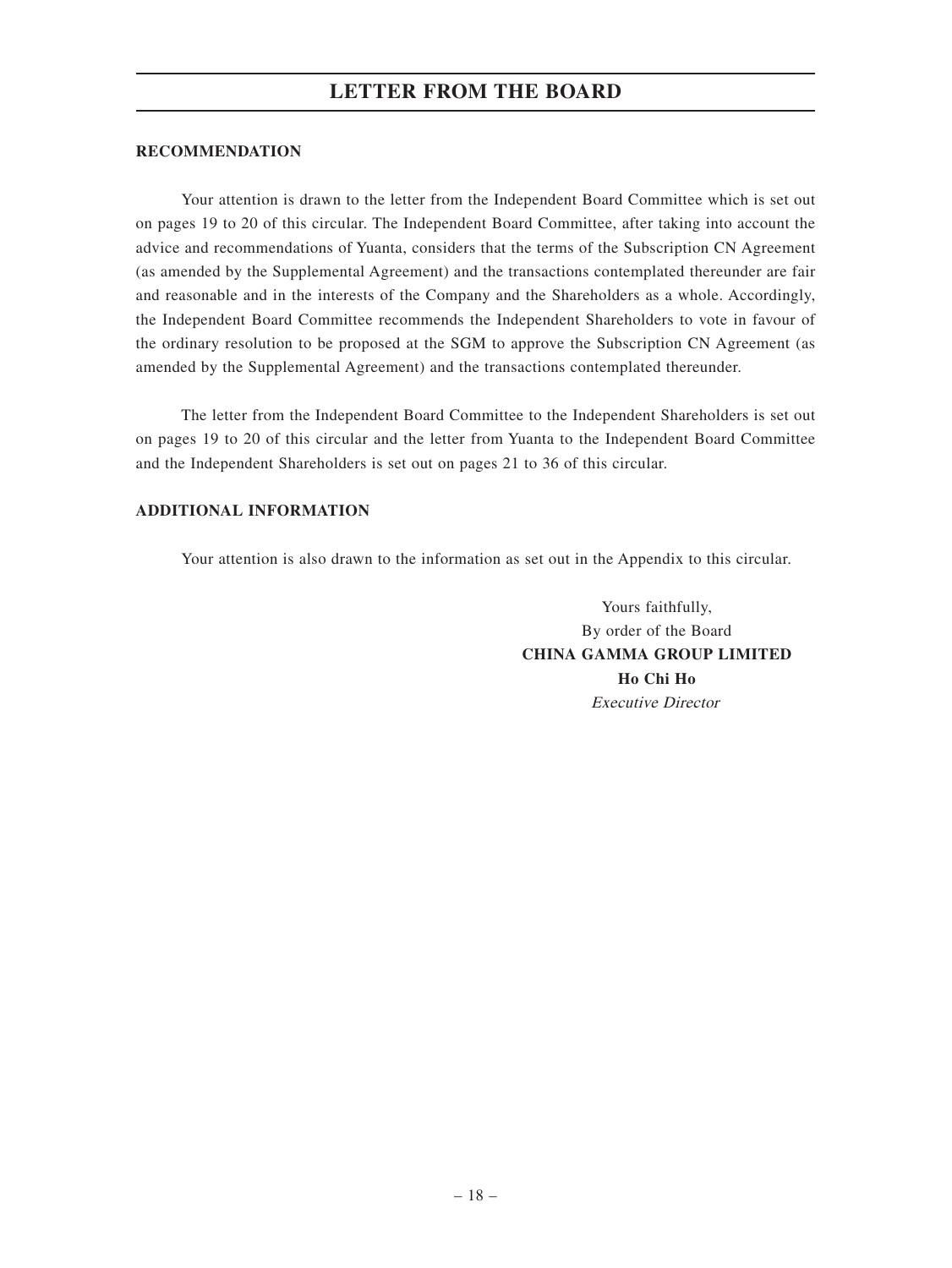## RECOMMENDATION

Your attention is drawn to the letter from the Independent Board Committee which is set out on pages 19 to 20 of this circular. The Independent Board Committee, after taking into account the advice and recommendations of Yuanta, considers that the terms of the Subscription CN Agreement (as amended by the Supplemental Agreement) and the transactions contemplated thereunder are fair and reasonable and in the interests of the Company and the Shareholders as a whole. Accordingly, the Independent Board Committee recommends the Independent Shareholders to vote in favour of the ordinary resolution to be proposed at the SGM to approve the Subscription CN Agreement (as amended by the Supplemental Agreement) and the transactions contemplated thereunder.

The letter from the Independent Board Committee to the Independent Shareholders is set out on pages 19 to 20 of this circular and the letter from Yuanta to the Independent Board Committee and the Independent Shareholders is set out on pages 21 to 36 of this circular.

## ADDITIONAL INFORMATION

Your attention is also drawn to the information as set out in the Appendix to this circular.

Yours faithfully,
By order of the Board
**CHINA GAMMA GROUP LIMITED**
**Ho Chi Ho**
*Executive Director*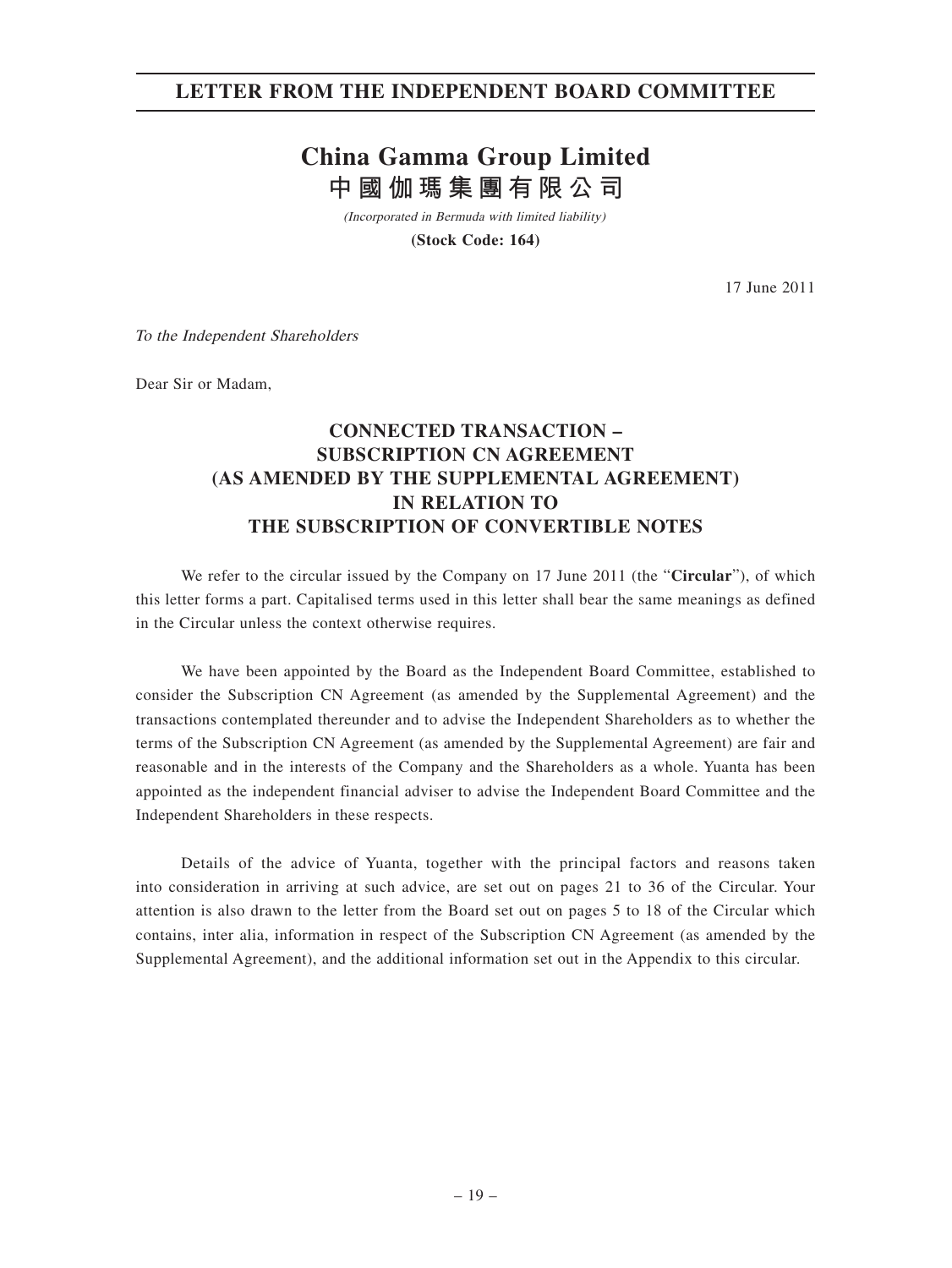# LETTER FROM THE INDEPENDENT BOARD COMMITTEE

# China Gamma Group Limited
# 中國伽瑪集團有限公司

*(Incorporated in Bermuda with limited liability)*

**(Stock Code: 164)**

17 June 2011

*To the Independent Shareholders*

Dear Sir or Madam,

## CONNECTED TRANSACTION – SUBSCRIPTION CN AGREEMENT (AS AMENDED BY THE SUPPLEMENTAL AGREEMENT) IN RELATION TO THE SUBSCRIPTION OF CONVERTIBLE NOTES

We refer to the circular issued by the Company on 17 June 2011 (the "**Circular**"), of which this letter forms a part. Capitalised terms used in this letter shall bear the same meanings as defined in the Circular unless the context otherwise requires.

We have been appointed by the Board as the Independent Board Committee, established to consider the Subscription CN Agreement (as amended by the Supplemental Agreement) and the transactions contemplated thereunder and to advise the Independent Shareholders as to whether the terms of the Subscription CN Agreement (as amended by the Supplemental Agreement) are fair and reasonable and in the interests of the Company and the Shareholders as a whole. Yuanta has been appointed as the independent financial adviser to advise the Independent Board Committee and the Independent Shareholders in these respects.

Details of the advice of Yuanta, together with the principal factors and reasons taken into consideration in arriving at such advice, are set out on pages 21 to 36 of the Circular. Your attention is also drawn to the letter from the Board set out on pages 5 to 18 of the Circular which contains, inter alia, information in respect of the Subscription CN Agreement (as amended by the Supplemental Agreement), and the additional information set out in the Appendix to this circular.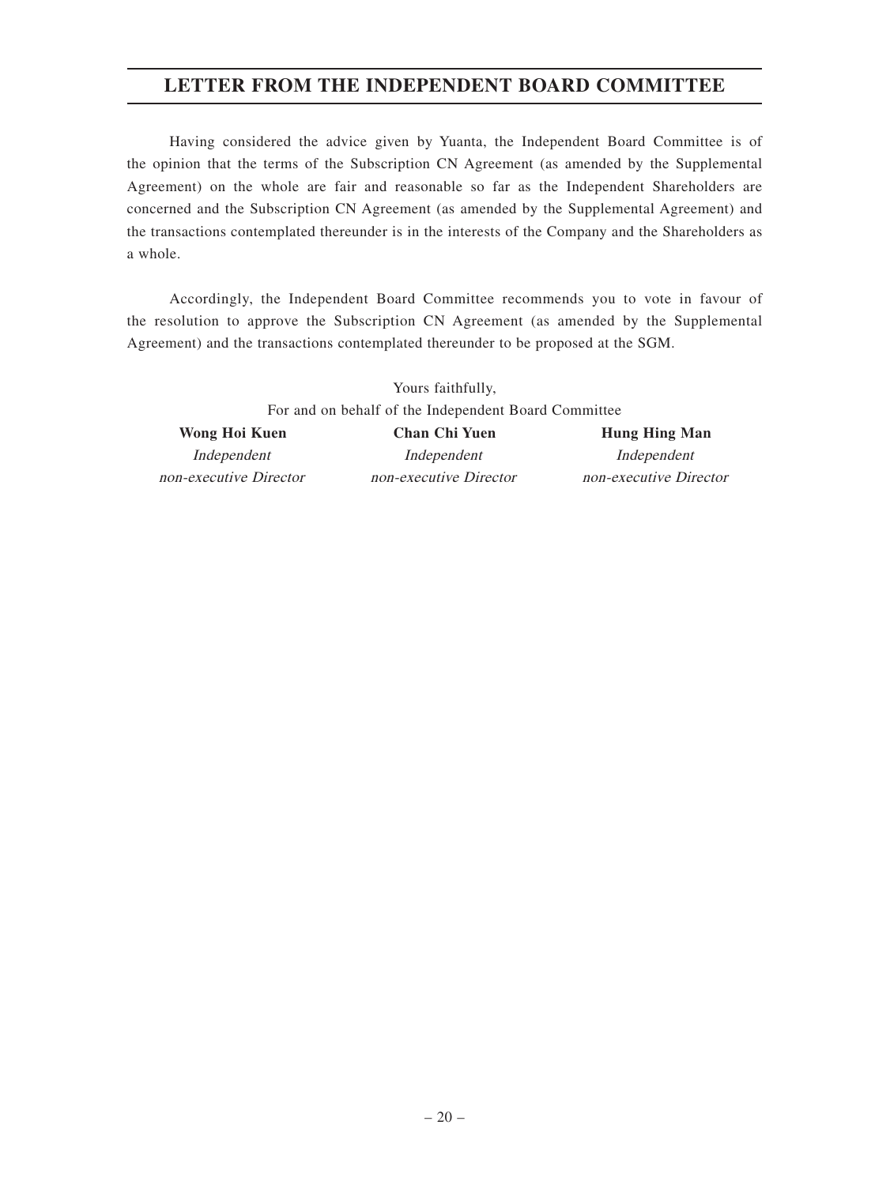# LETTER FROM THE INDEPENDENT BOARD COMMITTEE

Having considered the advice given by Yuanta, the Independent Board Committee is of the opinion that the terms of the Subscription CN Agreement (as amended by the Supplemental Agreement) on the whole are fair and reasonable so far as the Independent Shareholders are concerned and the Subscription CN Agreement (as amended by the Supplemental Agreement) and the transactions contemplated thereunder is in the interests of the Company and the Shareholders as a whole.

Accordingly, the Independent Board Committee recommends you to vote in favour of the resolution to approve the Subscription CN Agreement (as amended by the Supplemental Agreement) and the transactions contemplated thereunder to be proposed at the SGM.

Yours faithfully,
For and on behalf of the Independent Board Committee

| **Wong Hoi Kuen** | **Chan Chi Yuen** | **Hung Hing Man** |
|---|---|---|
| *Independent non-executive Director* | *Independent non-executive Director* | *Independent non-executive Director* |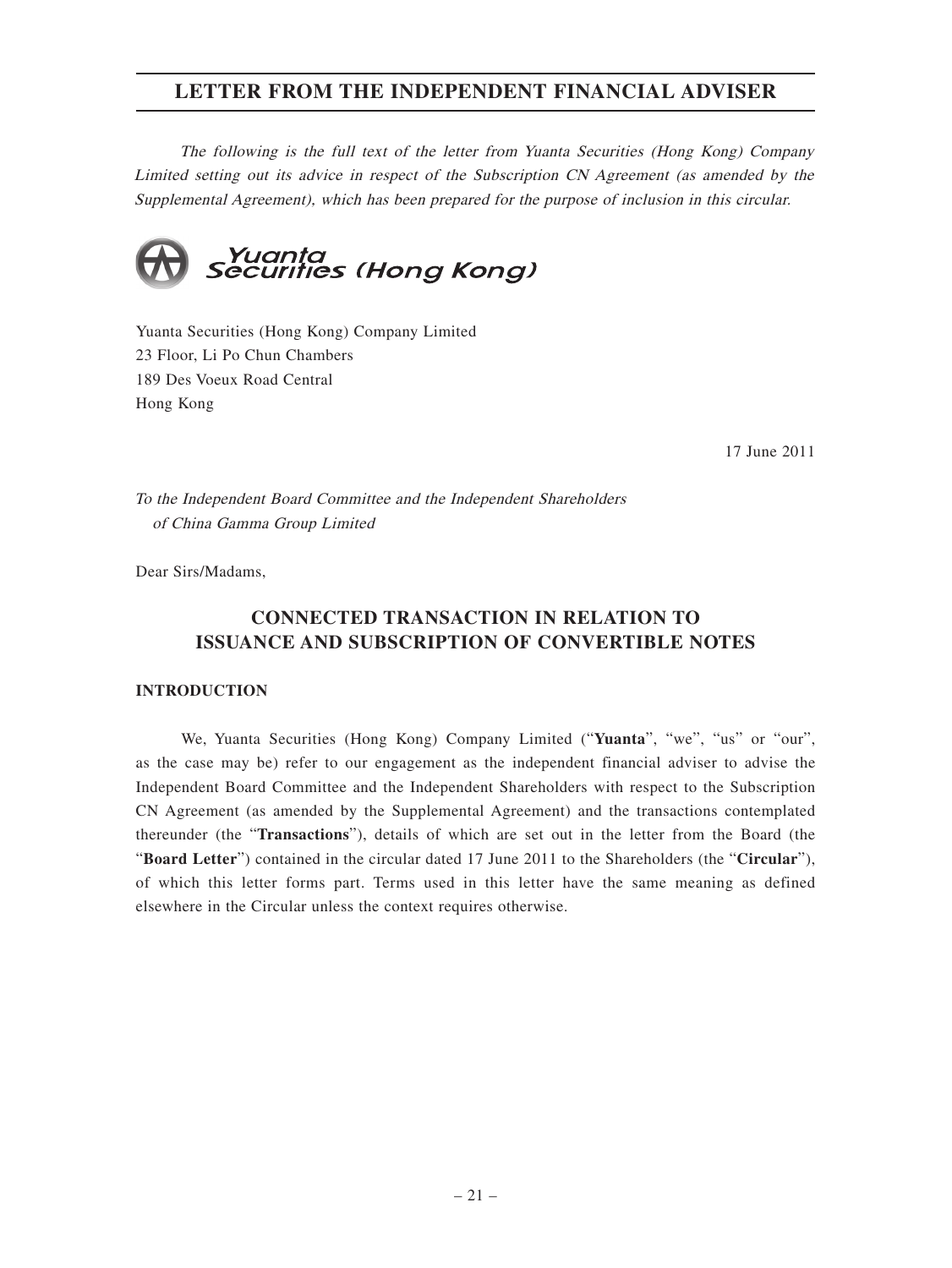# LETTER FROM THE INDEPENDENT FINANCIAL ADVISER

*The following is the full text of the letter from Yuanta Securities (Hong Kong) Company Limited setting out its advice in respect of the Subscription CN Agreement (as amended by the Supplemental Agreement), which has been prepared for the purpose of inclusion in this circular.*

Yuanta Securities (Hong Kong)

Yuanta Securities (Hong Kong) Company Limited
23 Floor, Li Po Chun Chambers
189 Des Voeux Road Central
Hong Kong

17 June 2011

*To the Independent Board Committee and the Independent Shareholders of China Gamma Group Limited*

Dear Sirs/Madams,

## CONNECTED TRANSACTION IN RELATION TO ISSUANCE AND SUBSCRIPTION OF CONVERTIBLE NOTES

### INTRODUCTION

We, Yuanta Securities (Hong Kong) Company Limited ("**Yuanta**", "we", "us" or "our", as the case may be) refer to our engagement as the independent financial adviser to advise the Independent Board Committee and the Independent Shareholders with respect to the Subscription CN Agreement (as amended by the Supplemental Agreement) and the transactions contemplated thereunder (the "**Transactions**"), details of which are set out in the letter from the Board (the "**Board Letter**") contained in the circular dated 17 June 2011 to the Shareholders (the "**Circular**"), of which this letter forms part. Terms used in this letter have the same meaning as defined elsewhere in the Circular unless the context requires otherwise.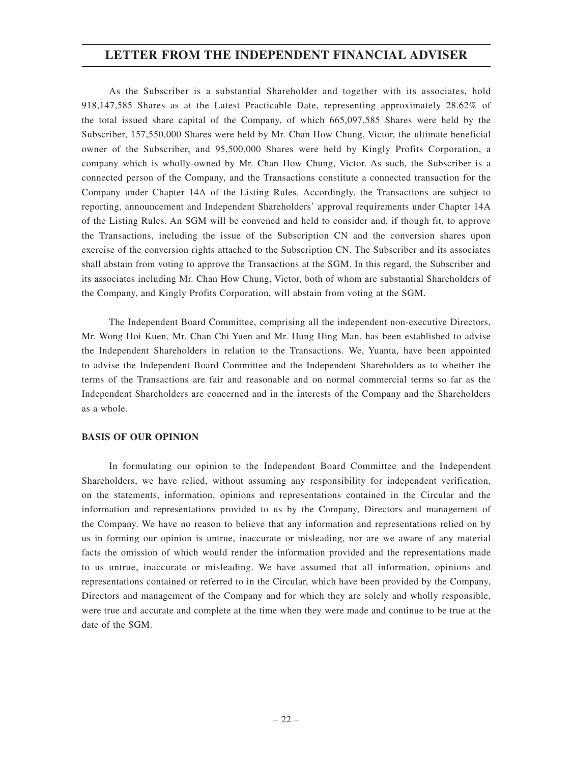As the Subscriber is a substantial Shareholder and together with its associates, hold 918,147,585 Shares as at the Latest Practicable Date, representing approximately 28.62% of the total issued share capital of the Company, of which 665,097,585 Shares were held by the Subscriber, 157,550,000 Shares were held by Mr. Chan How Chung, Victor, the ultimate beneficial owner of the Subscriber, and 95,500,000 Shares were held by Kingly Profits Corporation, a company which is wholly-owned by Mr. Chan How Chung, Victor. As such, the Subscriber is a connected person of the Company, and the Transactions constitute a connected transaction for the Company under Chapter 14A of the Listing Rules. Accordingly, the Transactions are subject to reporting, announcement and Independent Shareholders' approval requirements under Chapter 14A of the Listing Rules. An SGM will be convened and held to consider and, if though fit, to approve the Transactions, including the issue of the Subscription CN and the conversion shares upon exercise of the conversion rights attached to the Subscription CN. The Subscriber and its associates shall abstain from voting to approve the Transactions at the SGM. In this regard, the Subscriber and its associates including Mr. Chan How Chung, Victor, both of whom are substantial Shareholders of the Company, and Kingly Profits Corporation, will abstain from voting at the SGM.

The Independent Board Committee, comprising all the independent non-executive Directors, Mr. Wong Hoi Kuen, Mr. Chan Chi Yuen and Mr. Hung Hing Man, has been established to advise the Independent Shareholders in relation to the Transactions. We, Yuanta, have been appointed to advise the Independent Board Committee and the Independent Shareholders as to whether the terms of the Transactions are fair and reasonable and on normal commercial terms so far as the Independent Shareholders are concerned and in the interests of the Company and the Shareholders as a whole.

**BASIS OF OUR OPINION**

In formulating our opinion to the Independent Board Committee and the Independent Shareholders, we have relied, without assuming any responsibility for independent verification, on the statements, information, opinions and representations contained in the Circular and the information and representations provided to us by the Company, Directors and management of the Company. We have no reason to believe that any information and representations relied on by us in forming our opinion is untrue, inaccurate or misleading, nor are we aware of any material facts the omission of which would render the information provided and the representations made to us untrue, inaccurate or misleading. We have assumed that all information, opinions and representations contained or referred to in the Circular, which have been provided by the Company, Directors and management of the Company and for which they are solely and wholly responsible, were true and accurate and complete at the time when they were made and continue to be true at the date of the SGM.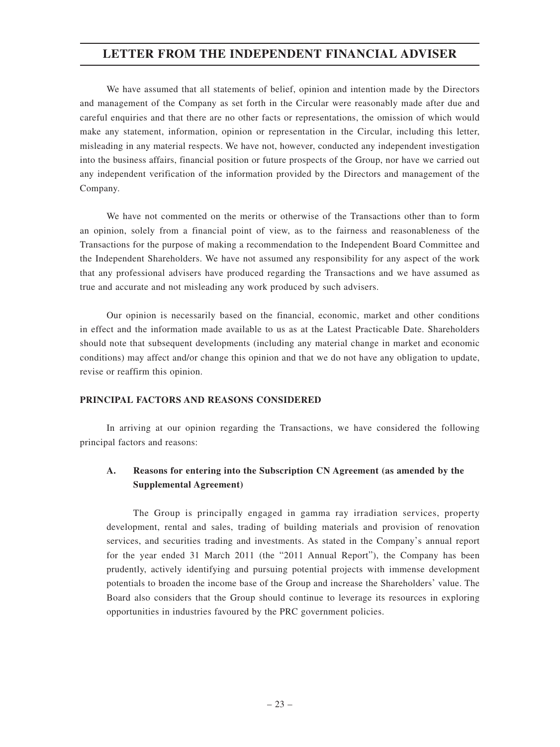We have assumed that all statements of belief, opinion and intention made by the Directors and management of the Company as set forth in the Circular were reasonably made after due and careful enquiries and that there are no other facts or representations, the omission of which would make any statement, information, opinion or representation in the Circular, including this letter, misleading in any material respects. We have not, however, conducted any independent investigation into the business affairs, financial position or future prospects of the Group, nor have we carried out any independent verification of the information provided by the Directors and management of the Company.

We have not commented on the merits or otherwise of the Transactions other than to form an opinion, solely from a financial point of view, as to the fairness and reasonableness of the Transactions for the purpose of making a recommendation to the Independent Board Committee and the Independent Shareholders. We have not assumed any responsibility for any aspect of the work that any professional advisers have produced regarding the Transactions and we have assumed as true and accurate and not misleading any work produced by such advisers.

Our opinion is necessarily based on the financial, economic, market and other conditions in effect and the information made available to us as at the Latest Practicable Date. Shareholders should note that subsequent developments (including any material change in market and economic conditions) may affect and/or change this opinion and that we do not have any obligation to update, revise or reaffirm this opinion.

## PRINCIPAL FACTORS AND REASONS CONSIDERED

In arriving at our opinion regarding the Transactions, we have considered the following principal factors and reasons:

### A. Reasons for entering into the Subscription CN Agreement (as amended by the Supplemental Agreement)

The Group is principally engaged in gamma ray irradiation services, property development, rental and sales, trading of building materials and provision of renovation services, and securities trading and investments. As stated in the Company's annual report for the year ended 31 March 2011 (the "2011 Annual Report"), the Company has been prudently, actively identifying and pursuing potential projects with immense development potentials to broaden the income base of the Group and increase the Shareholders' value. The Board also considers that the Group should continue to leverage its resources in exploring opportunities in industries favoured by the PRC government policies.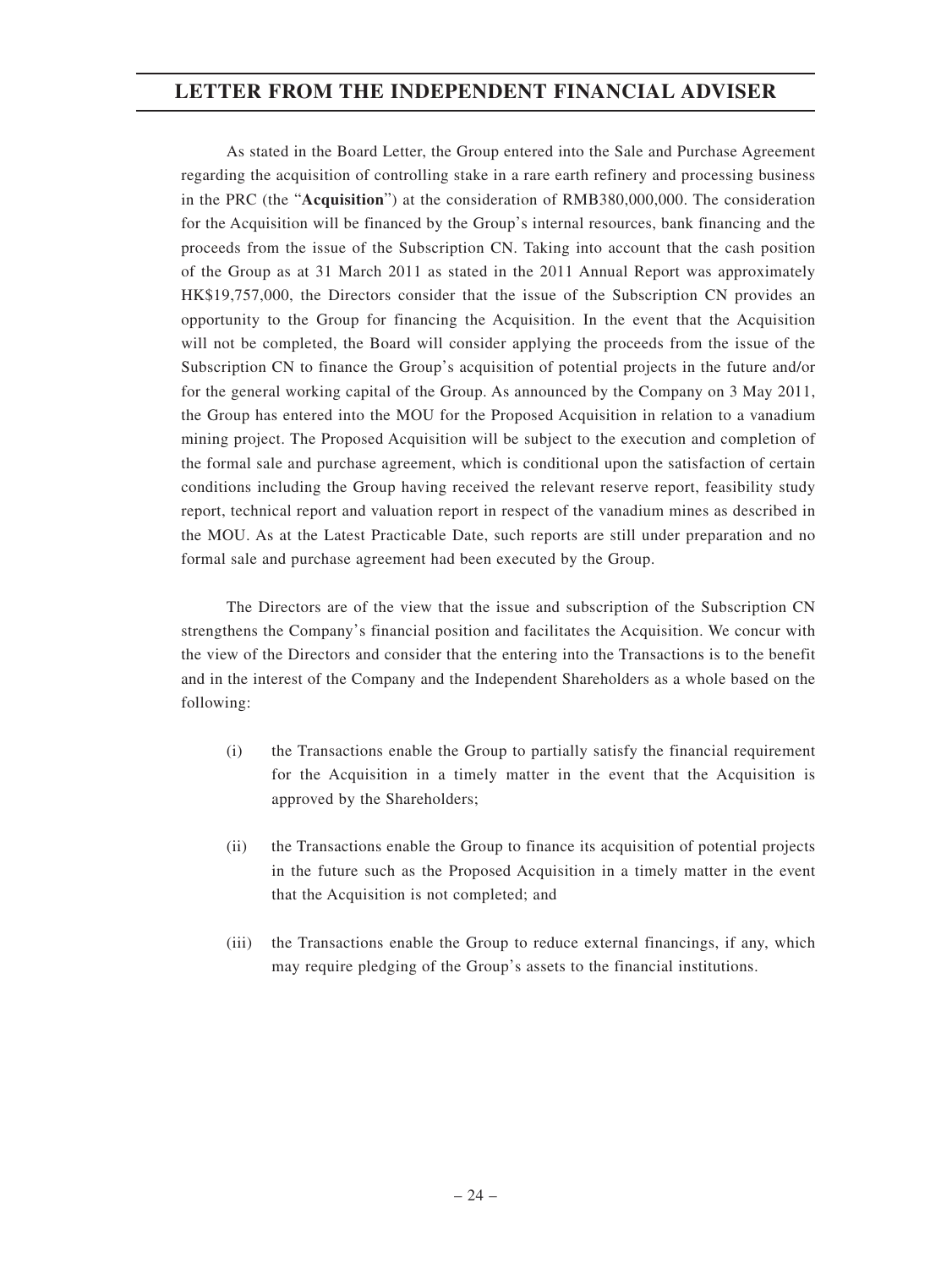As stated in the Board Letter, the Group entered into the Sale and Purchase Agreement regarding the acquisition of controlling stake in a rare earth refinery and processing business in the PRC (the "**Acquisition**") at the consideration of RMB380,000,000. The consideration for the Acquisition will be financed by the Group's internal resources, bank financing and the proceeds from the issue of the Subscription CN. Taking into account that the cash position of the Group as at 31 March 2011 as stated in the 2011 Annual Report was approximately HK$19,757,000, the Directors consider that the issue of the Subscription CN provides an opportunity to the Group for financing the Acquisition. In the event that the Acquisition will not be completed, the Board will consider applying the proceeds from the issue of the Subscription CN to finance the Group's acquisition of potential projects in the future and/or for the general working capital of the Group. As announced by the Company on 3 May 2011, the Group has entered into the MOU for the Proposed Acquisition in relation to a vanadium mining project. The Proposed Acquisition will be subject to the execution and completion of the formal sale and purchase agreement, which is conditional upon the satisfaction of certain conditions including the Group having received the relevant reserve report, feasibility study report, technical report and valuation report in respect of the vanadium mines as described in the MOU. As at the Latest Practicable Date, such reports are still under preparation and no formal sale and purchase agreement had been executed by the Group.

The Directors are of the view that the issue and subscription of the Subscription CN strengthens the Company's financial position and facilitates the Acquisition. We concur with the view of the Directors and consider that the entering into the Transactions is to the benefit and in the interest of the Company and the Independent Shareholders as a whole based on the following:

(i) the Transactions enable the Group to partially satisfy the financial requirement for the Acquisition in a timely matter in the event that the Acquisition is approved by the Shareholders;

(ii) the Transactions enable the Group to finance its acquisition of potential projects in the future such as the Proposed Acquisition in a timely matter in the event that the Acquisition is not completed; and

(iii) the Transactions enable the Group to reduce external financings, if any, which may require pledging of the Group's assets to the financial institutions.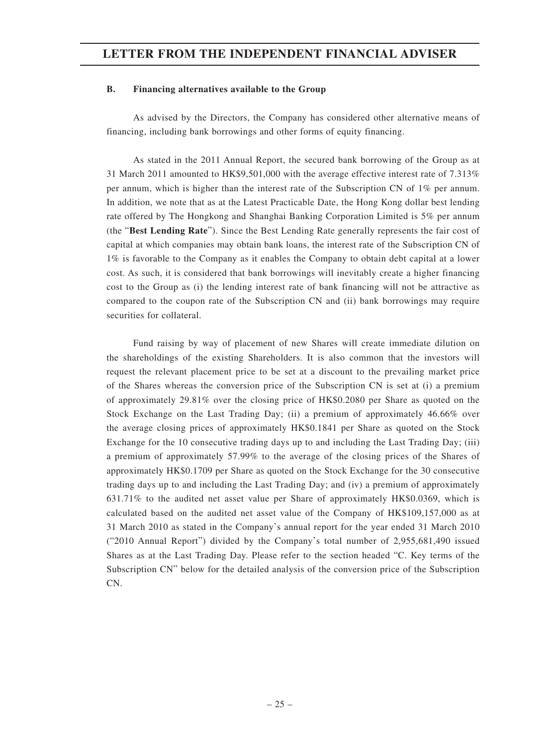### B. Financing alternatives available to the Group

As advised by the Directors, the Company has considered other alternative means of financing, including bank borrowings and other forms of equity financing.

As stated in the 2011 Annual Report, the secured bank borrowing of the Group as at 31 March 2011 amounted to HK$9,501,000 with the average effective interest rate of 7.313% per annum, which is higher than the interest rate of the Subscription CN of 1% per annum. In addition, we note that as at the Latest Practicable Date, the Hong Kong dollar best lending rate offered by The Hongkong and Shanghai Banking Corporation Limited is 5% per annum (the "**Best Lending Rate**"). Since the Best Lending Rate generally represents the fair cost of capital at which companies may obtain bank loans, the interest rate of the Subscription CN of 1% is favorable to the Company as it enables the Company to obtain debt capital at a lower cost. As such, it is considered that bank borrowings will inevitably create a higher financing cost to the Group as (i) the lending interest rate of bank financing will not be attractive as compared to the coupon rate of the Subscription CN and (ii) bank borrowings may require securities for collateral.

Fund raising by way of placement of new Shares will create immediate dilution on the shareholdings of the existing Shareholders. It is also common that the investors will request the relevant placement price to be set at a discount to the prevailing market price of the Shares whereas the conversion price of the Subscription CN is set at (i) a premium of approximately 29.81% over the closing price of HK$0.2080 per Share as quoted on the Stock Exchange on the Last Trading Day; (ii) a premium of approximately 46.66% over the average closing prices of approximately HK$0.1841 per Share as quoted on the Stock Exchange for the 10 consecutive trading days up to and including the Last Trading Day; (iii) a premium of approximately 57.99% to the average of the closing prices of the Shares of approximately HK$0.1709 per Share as quoted on the Stock Exchange for the 30 consecutive trading days up to and including the Last Trading Day; and (iv) a premium of approximately 631.71% to the audited net asset value per Share of approximately HK$0.0369, which is calculated based on the audited net asset value of the Company of HK$109,157,000 as at 31 March 2010 as stated in the Company's annual report for the year ended 31 March 2010 ("2010 Annual Report") divided by the Company's total number of 2,955,681,490 issued Shares as at the Last Trading Day. Please refer to the section headed "C. Key terms of the Subscription CN" below for the detailed analysis of the conversion price of the Subscription CN.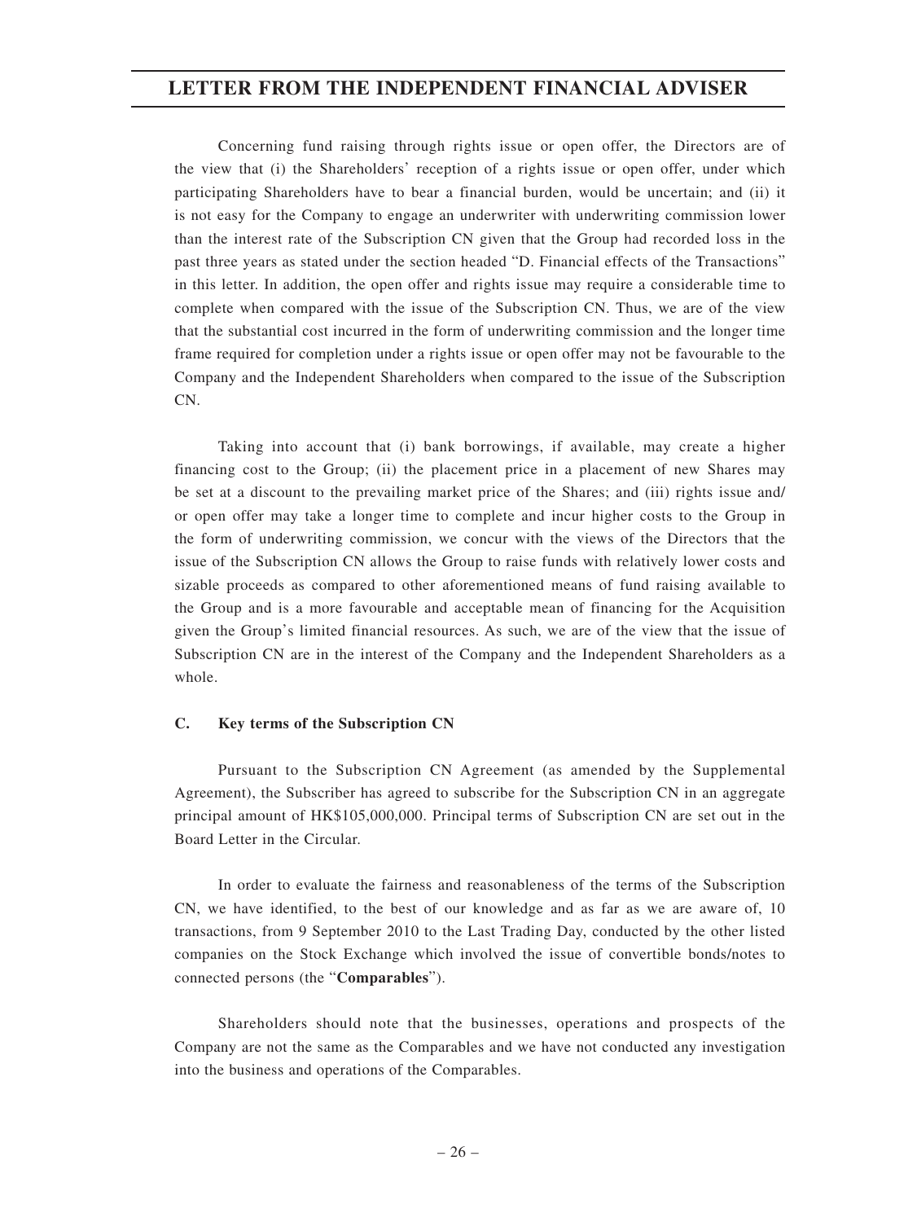Concerning fund raising through rights issue or open offer, the Directors are of the view that (i) the Shareholders' reception of a rights issue or open offer, under which participating Shareholders have to bear a financial burden, would be uncertain; and (ii) it is not easy for the Company to engage an underwriter with underwriting commission lower than the interest rate of the Subscription CN given that the Group had recorded loss in the past three years as stated under the section headed "D. Financial effects of the Transactions" in this letter. In addition, the open offer and rights issue may require a considerable time to complete when compared with the issue of the Subscription CN. Thus, we are of the view that the substantial cost incurred in the form of underwriting commission and the longer time frame required for completion under a rights issue or open offer may not be favourable to the Company and the Independent Shareholders when compared to the issue of the Subscription CN.

Taking into account that (i) bank borrowings, if available, may create a higher financing cost to the Group; (ii) the placement price in a placement of new Shares may be set at a discount to the prevailing market price of the Shares; and (iii) rights issue and/or open offer may take a longer time to complete and incur higher costs to the Group in the form of underwriting commission, we concur with the views of the Directors that the issue of the Subscription CN allows the Group to raise funds with relatively lower costs and sizable proceeds as compared to other aforementioned means of fund raising available to the Group and is a more favourable and acceptable mean of financing for the Acquisition given the Group's limited financial resources. As such, we are of the view that the issue of Subscription CN are in the interest of the Company and the Independent Shareholders as a whole.

### C. Key terms of the Subscription CN

Pursuant to the Subscription CN Agreement (as amended by the Supplemental Agreement), the Subscriber has agreed to subscribe for the Subscription CN in an aggregate principal amount of HK$105,000,000. Principal terms of Subscription CN are set out in the Board Letter in the Circular.

In order to evaluate the fairness and reasonableness of the terms of the Subscription CN, we have identified, to the best of our knowledge and as far as we are aware of, 10 transactions, from 9 September 2010 to the Last Trading Day, conducted by the other listed companies on the Stock Exchange which involved the issue of convertible bonds/notes to connected persons (the "**Comparables**").

Shareholders should note that the businesses, operations and prospects of the Company are not the same as the Comparables and we have not conducted any investigation into the business and operations of the Comparables.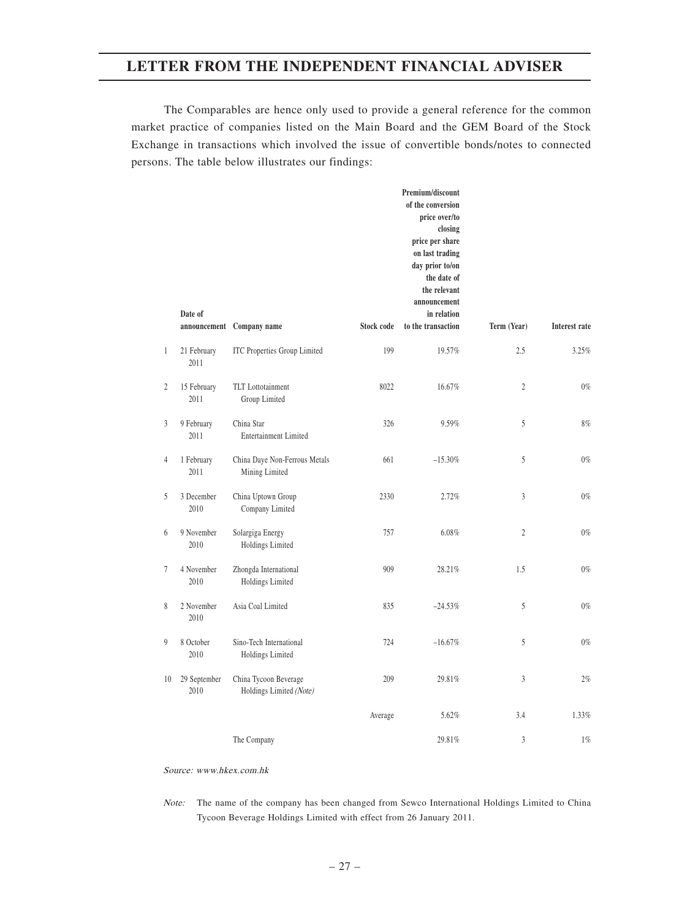The Comparables are hence only used to provide a general reference for the common market practice of companies listed on the Main Board and the GEM Board of the Stock Exchange in transactions which involved the issue of convertible bonds/notes to connected persons. The table below illustrates our findings:

| | Date of announcement | Company name | Stock code | Premium/discount of the conversion price over/to closing price per share on last trading day prior to/on the date of the relevant announcement in relation to the transaction | Term (Year) | Interest rate |
|---|---|---|---|---|---|---|
| 1 | 21 February 2011 | ITC Properties Group Limited | 199 | 19.57% | 2.5 | 3.25% |
| 2 | 15 February 2011 | TLT Lottotainment Group Limited | 8022 | 16.67% | 2 | 0% |
| 3 | 9 February 2011 | China Star Entertainment Limited | 326 | 9.59% | 5 | 8% |
| 4 | 1 February 2011 | China Daye Non-Ferrous Metals Mining Limited | 661 | −15.30% | 5 | 0% |
| 5 | 3 December 2010 | China Uptown Group Company Limited | 2330 | 2.72% | 3 | 0% |
| 6 | 9 November 2010 | Solargiga Energy Holdings Limited | 757 | 6.08% | 2 | 0% |
| 7 | 4 November 2010 | Zhongda International Holdings Limited | 909 | 28.21% | 1.5 | 0% |
| 8 | 2 November 2010 | Asia Coal Limited | 835 | −24.53% | 5 | 0% |
| 9 | 8 October 2010 | Sino-Tech International Holdings Limited | 724 | −16.67% | 5 | 0% |
| 10 | 29 September 2010 | China Tycoon Beverage Holdings Limited *(Note)* | 209 | 29.81% | 3 | 2% |
| | | | Average | 5.62% | 3.4 | 1.33% |
| | | The Company | | 29.81% | 3 | 1% |

*Source: www.hkex.com.hk*

*Note:* The name of the company has been changed from Sewco International Holdings Limited to China Tycoon Beverage Holdings Limited with effect from 26 January 2011.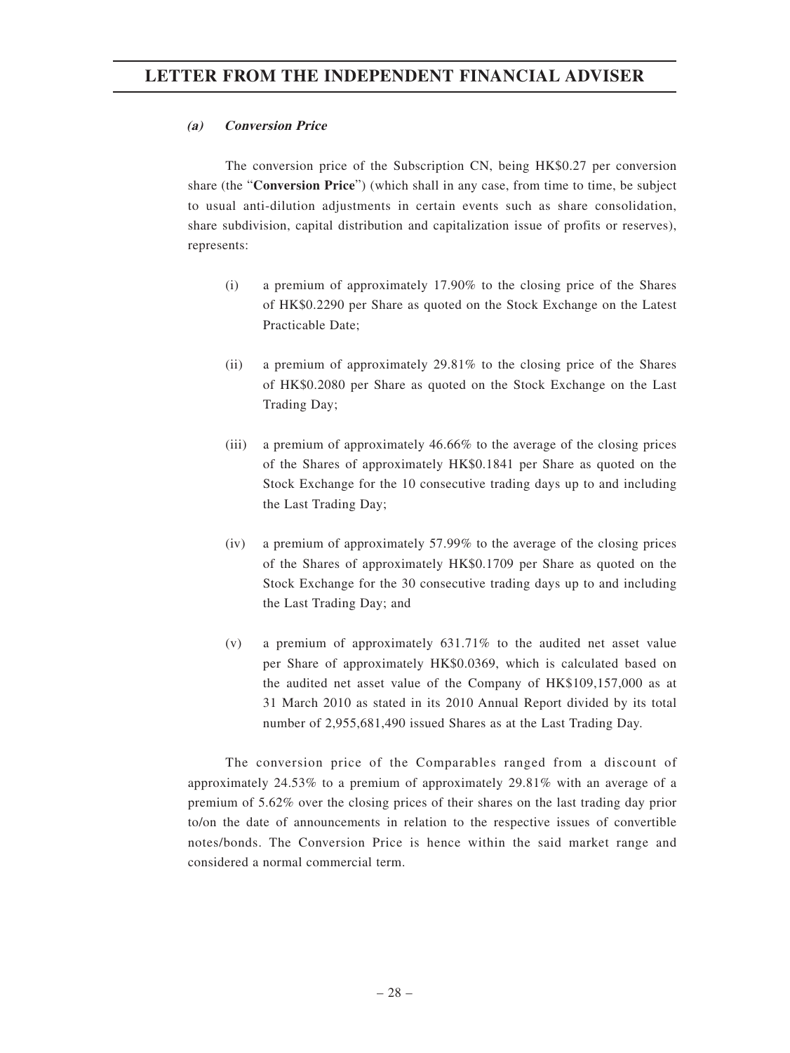***(a) Conversion Price***

The conversion price of the Subscription CN, being HK$0.27 per conversion share (the "**Conversion Price**") (which shall in any case, from time to time, be subject to usual anti-dilution adjustments in certain events such as share consolidation, share subdivision, capital distribution and capitalization issue of profits or reserves), represents:

(i) a premium of approximately 17.90% to the closing price of the Shares of HK$0.2290 per Share as quoted on the Stock Exchange on the Latest Practicable Date;

(ii) a premium of approximately 29.81% to the closing price of the Shares of HK$0.2080 per Share as quoted on the Stock Exchange on the Last Trading Day;

(iii) a premium of approximately 46.66% to the average of the closing prices of the Shares of approximately HK$0.1841 per Share as quoted on the Stock Exchange for the 10 consecutive trading days up to and including the Last Trading Day;

(iv) a premium of approximately 57.99% to the average of the closing prices of the Shares of approximately HK$0.1709 per Share as quoted on the Stock Exchange for the 30 consecutive trading days up to and including the Last Trading Day; and

(v) a premium of approximately 631.71% to the audited net asset value per Share of approximately HK$0.0369, which is calculated based on the audited net asset value of the Company of HK$109,157,000 as at 31 March 2010 as stated in its 2010 Annual Report divided by its total number of 2,955,681,490 issued Shares as at the Last Trading Day.

The conversion price of the Comparables ranged from a discount of approximately 24.53% to a premium of approximately 29.81% with an average of a premium of 5.62% over the closing prices of their shares on the last trading day prior to/on the date of announcements in relation to the respective issues of convertible notes/bonds. The Conversion Price is hence within the said market range and considered a normal commercial term.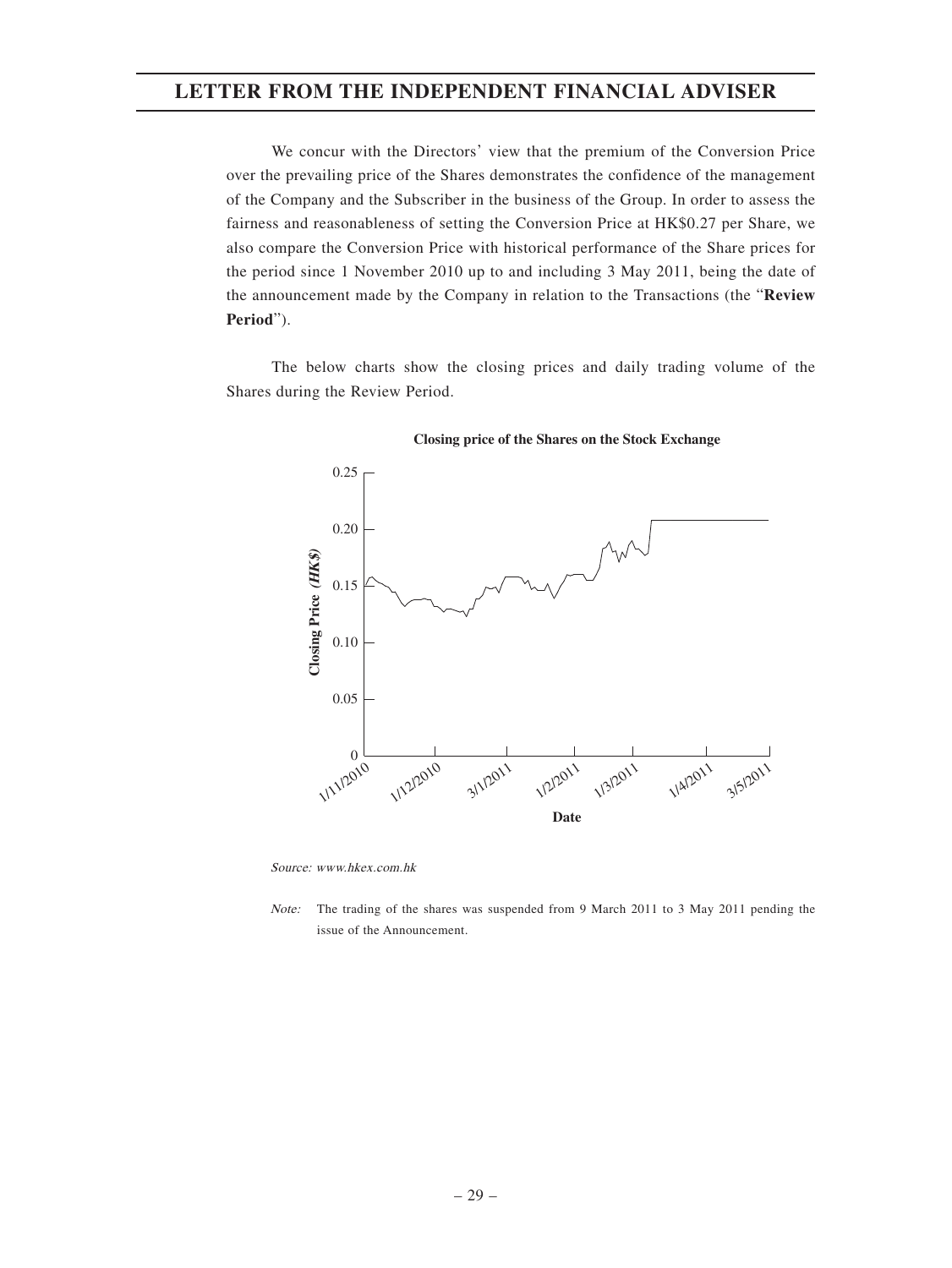# LETTER FROM THE INDEPENDENT FINANCIAL ADVISER

We concur with the Directors' view that the premium of the Conversion Price over the prevailing price of the Shares demonstrates the confidence of the management of the Company and the Subscriber in the business of the Group. In order to assess the fairness and reasonableness of setting the Conversion Price at HK$0.27 per Share, we also compare the Conversion Price with historical performance of the Share prices for the period since 1 November 2010 up to and including 3 May 2011, being the date of the announcement made by the Company in relation to the Transactions (the "**Review Period**").

The below charts show the closing prices and daily trading volume of the Shares during the Review Period.

**Closing price of the Shares on the Stock Exchange**

*Source: www.hkex.com.hk*

*Note:* The trading of the shares was suspended from 9 March 2011 to 3 May 2011 pending the issue of the Announcement.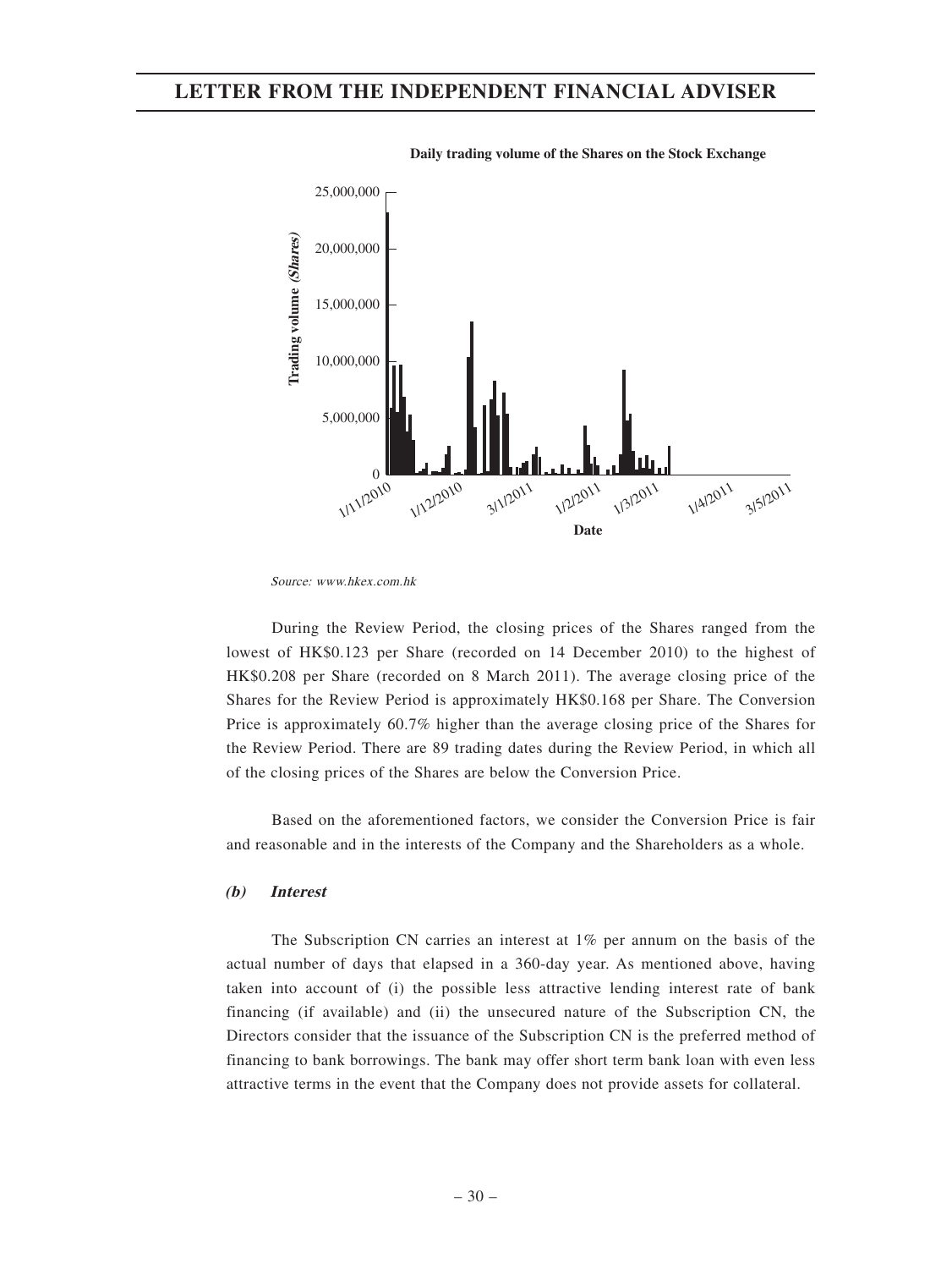**Daily trading volume of the Shares on the Stock Exchange**

Source: www.hkex.com.hk

During the Review Period, the closing prices of the Shares ranged from the lowest of HK$0.123 per Share (recorded on 14 December 2010) to the highest of HK$0.208 per Share (recorded on 8 March 2011). The average closing price of the Shares for the Review Period is approximately HK$0.168 per Share. The Conversion Price is approximately 60.7% higher than the average closing price of the Shares for the Review Period. There are 89 trading dates during the Review Period, in which all of the closing prices of the Shares are below the Conversion Price.

Based on the aforementioned factors, we consider the Conversion Price is fair and reasonable and in the interests of the Company and the Shareholders as a whole.

***(b) Interest***

The Subscription CN carries an interest at 1% per annum on the basis of the actual number of days that elapsed in a 360-day year. As mentioned above, having taken into account of (i) the possible less attractive lending interest rate of bank financing (if available) and (ii) the unsecured nature of the Subscription CN, the Directors consider that the issuance of the Subscription CN is the preferred method of financing to bank borrowings. The bank may offer short term bank loan with even less attractive terms in the event that the Company does not provide assets for collateral.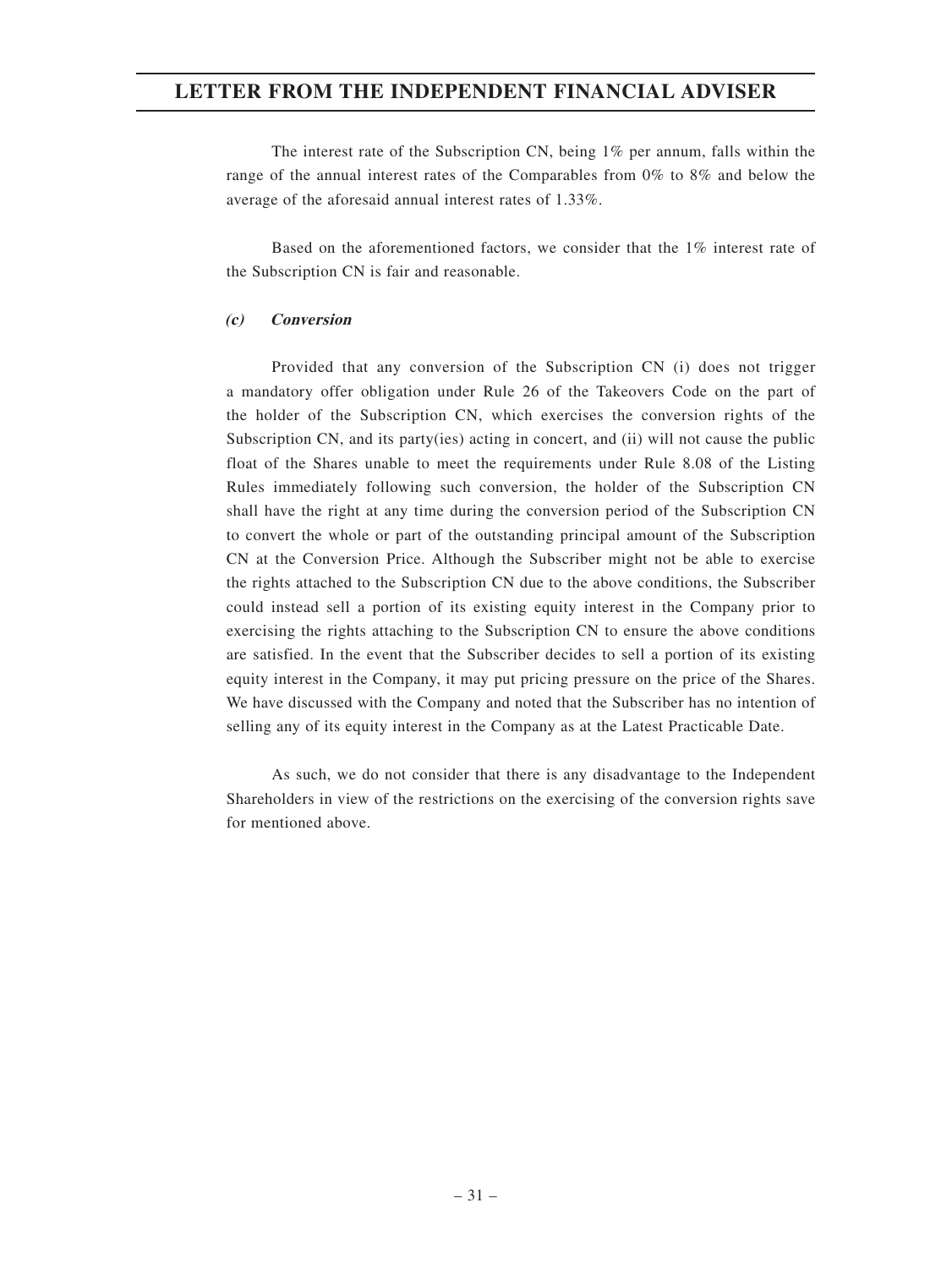The interest rate of the Subscription CN, being 1% per annum, falls within the range of the annual interest rates of the Comparables from 0% to 8% and below the average of the aforesaid annual interest rates of 1.33%.

Based on the aforementioned factors, we consider that the 1% interest rate of the Subscription CN is fair and reasonable.

#### *(c) Conversion*

Provided that any conversion of the Subscription CN (i) does not trigger a mandatory offer obligation under Rule 26 of the Takeovers Code on the part of the holder of the Subscription CN, which exercises the conversion rights of the Subscription CN, and its party(ies) acting in concert, and (ii) will not cause the public float of the Shares unable to meet the requirements under Rule 8.08 of the Listing Rules immediately following such conversion, the holder of the Subscription CN shall have the right at any time during the conversion period of the Subscription CN to convert the whole or part of the outstanding principal amount of the Subscription CN at the Conversion Price. Although the Subscriber might not be able to exercise the rights attached to the Subscription CN due to the above conditions, the Subscriber could instead sell a portion of its existing equity interest in the Company prior to exercising the rights attaching to the Subscription CN to ensure the above conditions are satisfied. In the event that the Subscriber decides to sell a portion of its existing equity interest in the Company, it may put pricing pressure on the price of the Shares. We have discussed with the Company and noted that the Subscriber has no intention of selling any of its equity interest in the Company as at the Latest Practicable Date.

As such, we do not consider that there is any disadvantage to the Independent Shareholders in view of the restrictions on the exercising of the conversion rights save for mentioned above.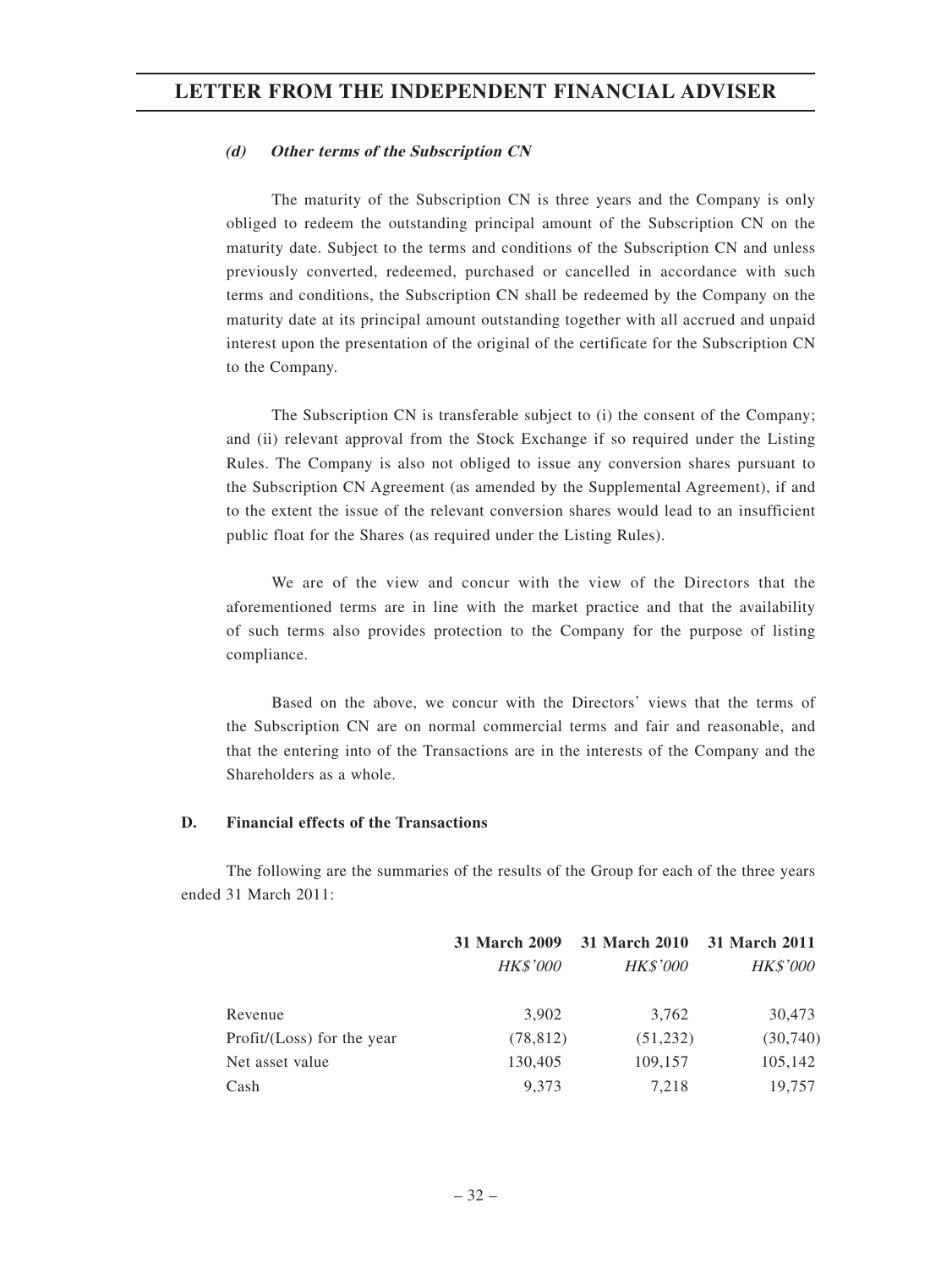#### (d) *Other terms of the Subscription CN*

The maturity of the Subscription CN is three years and the Company is only obliged to redeem the outstanding principal amount of the Subscription CN on the maturity date. Subject to the terms and conditions of the Subscription CN and unless previously converted, redeemed, purchased or cancelled in accordance with such terms and conditions, the Subscription CN shall be redeemed by the Company on the maturity date at its principal amount outstanding together with all accrued and unpaid interest upon the presentation of the original of the certificate for the Subscription CN to the Company.

The Subscription CN is transferable subject to (i) the consent of the Company; and (ii) relevant approval from the Stock Exchange if so required under the Listing Rules. The Company is also not obliged to issue any conversion shares pursuant to the Subscription CN Agreement (as amended by the Supplemental Agreement), if and to the extent the issue of the relevant conversion shares would lead to an insufficient public float for the Shares (as required under the Listing Rules).

We are of the view and concur with the view of the Directors that the aforementioned terms are in line with the market practice and that the availability of such terms also provides protection to the Company for the purpose of listing compliance.

Based on the above, we concur with the Directors' views that the terms of the Subscription CN are on normal commercial terms and fair and reasonable, and that the entering into of the Transactions are in the interests of the Company and the Shareholders as a whole.

### D. Financial effects of the Transactions

The following are the summaries of the results of the Group for each of the three years ended 31 March 2011:

| | 31 March 2009 | 31 March 2010 | 31 March 2011 |
|---|---|---|---|
| | *HK$'000* | *HK$'000* | *HK$'000* |
| Revenue | 3,902 | 3,762 | 30,473 |
| Profit/(Loss) for the year | (78,812) | (51,232) | (30,740) |
| Net asset value | 130,405 | 109,157 | 105,142 |
| Cash | 9,373 | 7,218 | 19,757 |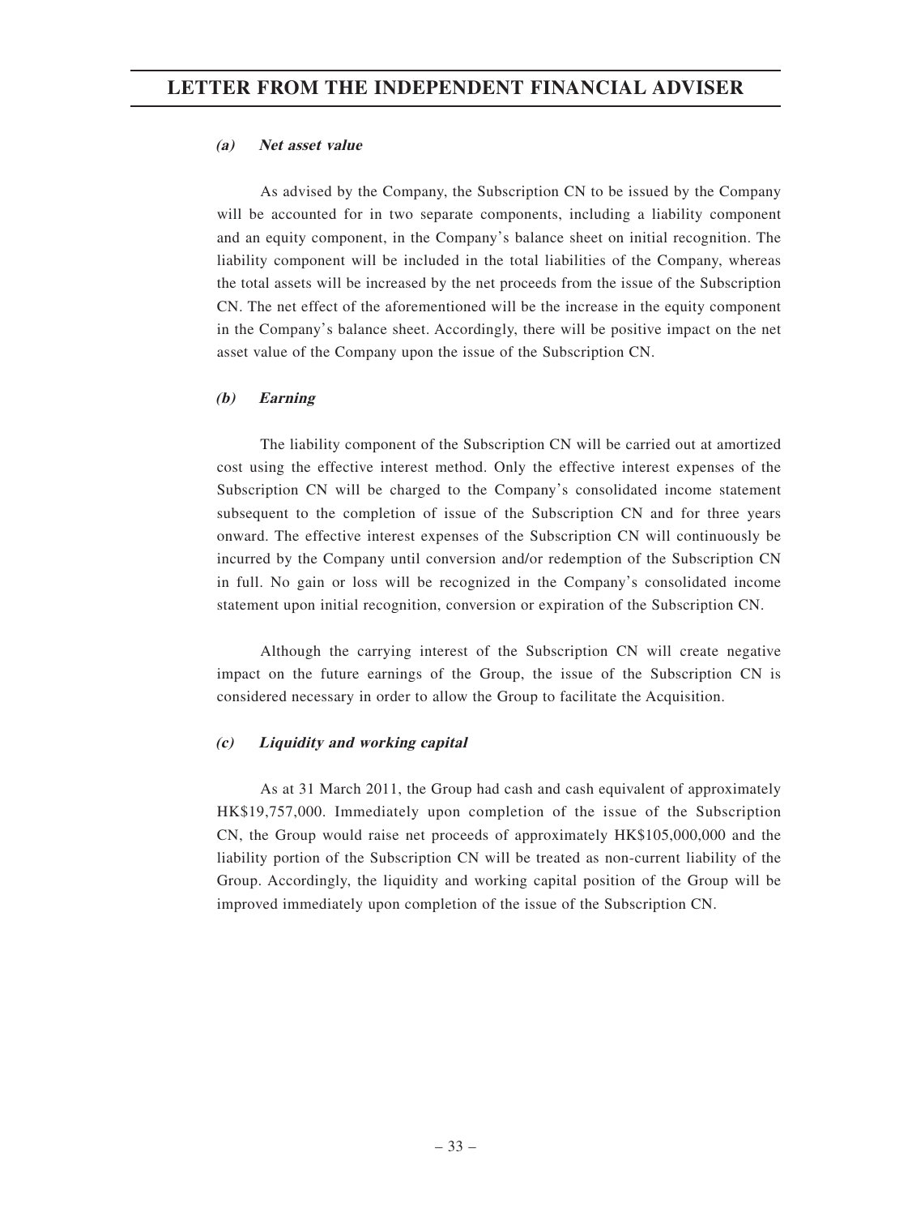***(a) Net asset value***

As advised by the Company, the Subscription CN to be issued by the Company will be accounted for in two separate components, including a liability component and an equity component, in the Company's balance sheet on initial recognition. The liability component will be included in the total liabilities of the Company, whereas the total assets will be increased by the net proceeds from the issue of the Subscription CN. The net effect of the aforementioned will be the increase in the equity component in the Company's balance sheet. Accordingly, there will be positive impact on the net asset value of the Company upon the issue of the Subscription CN.

***(b) Earning***

The liability component of the Subscription CN will be carried out at amortized cost using the effective interest method. Only the effective interest expenses of the Subscription CN will be charged to the Company's consolidated income statement subsequent to the completion of issue of the Subscription CN and for three years onward. The effective interest expenses of the Subscription CN will continuously be incurred by the Company until conversion and/or redemption of the Subscription CN in full. No gain or loss will be recognized in the Company's consolidated income statement upon initial recognition, conversion or expiration of the Subscription CN.

Although the carrying interest of the Subscription CN will create negative impact on the future earnings of the Group, the issue of the Subscription CN is considered necessary in order to allow the Group to facilitate the Acquisition.

***(c) Liquidity and working capital***

As at 31 March 2011, the Group had cash and cash equivalent of approximately HK$19,757,000. Immediately upon completion of the issue of the Subscription CN, the Group would raise net proceeds of approximately HK$105,000,000 and the liability portion of the Subscription CN will be treated as non-current liability of the Group. Accordingly, the liquidity and working capital position of the Group will be improved immediately upon completion of the issue of the Subscription CN.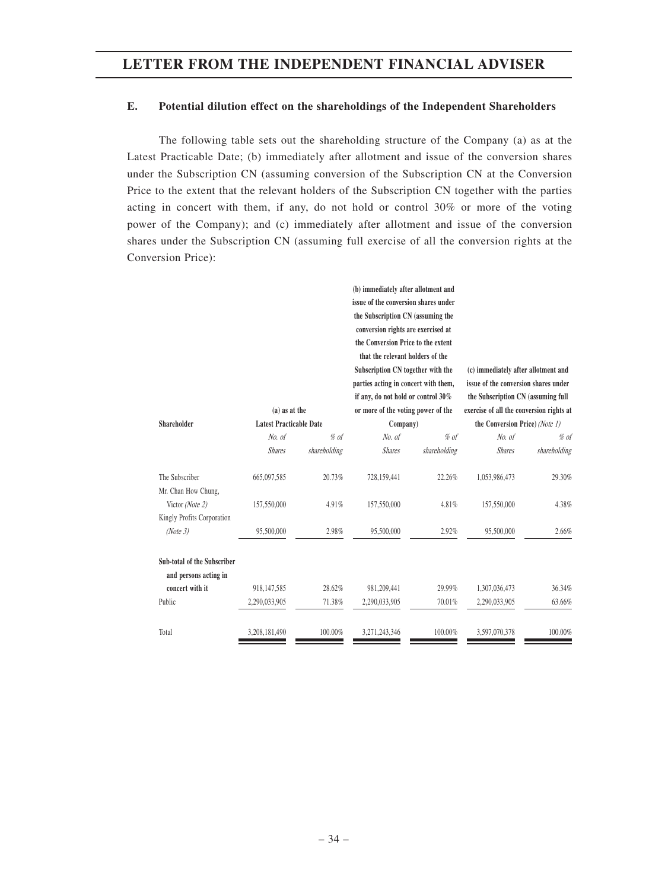## E. Potential dilution effect on the shareholdings of the Independent Shareholders

The following table sets out the shareholding structure of the Company (a) as at the Latest Practicable Date; (b) immediately after allotment and issue of the conversion shares under the Subscription CN (assuming conversion of the Subscription CN at the Conversion Price to the extent that the relevant holders of the Subscription CN together with the parties acting in concert with them, if any, do not hold or control 30% or more of the voting power of the Company); and (c) immediately after allotment and issue of the conversion shares under the Subscription CN (assuming full exercise of all the conversion rights at the Conversion Price):

| Shareholder | (a) as at the Latest Practicable Date | | (b) immediately after allotment and issue of the conversion shares under the Subscription CN (assuming the conversion rights are exercised at the Conversion Price to the extent that the relevant holders of the Subscription CN together with the parties acting in concert with them, if any, do not hold or control 30% or more of the voting power of the Company) | | (c) immediately after allotment and issue of the conversion shares under the Subscription CN (assuming full exercise of all the conversion rights at the Conversion Price) *(Note 1)* | |
|---|---|---|---|---|---|---|
| | *No. of Shares* | *% of shareholding* | *No. of Shares* | *% of shareholding* | *No. of Shares* | *% of shareholding* |
| The Subscriber | 665,097,585 | 20.73% | 728,159,441 | 22.26% | 1,053,986,473 | 29.30% |
| Mr. Chan How Chung, Victor *(Note 2)* | 157,550,000 | 4.91% | 157,550,000 | 4.81% | 157,550,000 | 4.38% |
| Kingly Profits Corporation *(Note 3)* | 95,500,000 | 2.98% | 95,500,000 | 2.92% | 95,500,000 | 2.66% |
| **Sub-total of the Subscriber and persons acting in concert with it** | 918,147,585 | 28.62% | 981,209,441 | 29.99% | 1,307,036,473 | 36.34% |
| Public | 2,290,033,905 | 71.38% | 2,290,033,905 | 70.01% | 2,290,033,905 | 63.66% |
| Total | 3,208,181,490 | 100.00% | 3,271,243,346 | 100.00% | 3,597,070,378 | 100.00% |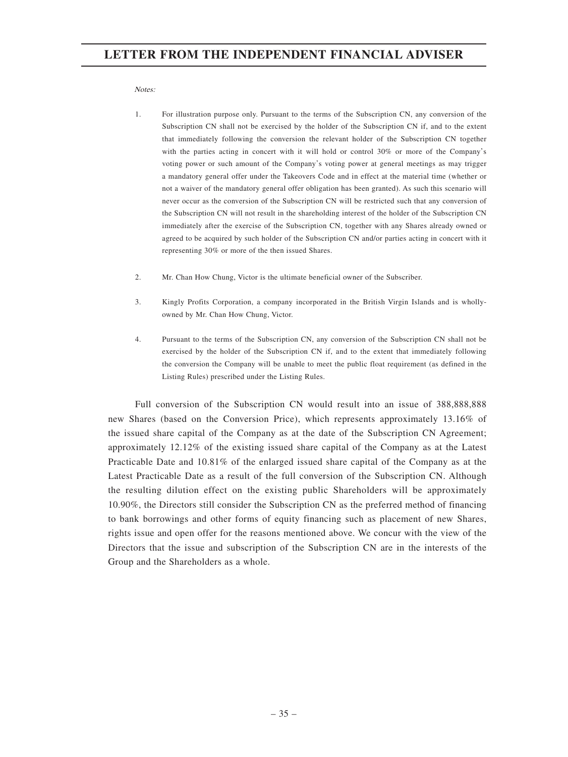*Notes:*

1. For illustration purpose only. Pursuant to the terms of the Subscription CN, any conversion of the Subscription CN shall not be exercised by the holder of the Subscription CN if, and to the extent that immediately following the conversion the relevant holder of the Subscription CN together with the parties acting in concert with it will hold or control 30% or more of the Company's voting power or such amount of the Company's voting power at general meetings as may trigger a mandatory general offer under the Takeovers Code and in effect at the material time (whether or not a waiver of the mandatory general offer obligation has been granted). As such this scenario will never occur as the conversion of the Subscription CN will be restricted such that any conversion of the Subscription CN will not result in the shareholding interest of the holder of the Subscription CN immediately after the exercise of the Subscription CN, together with any Shares already owned or agreed to be acquired by such holder of the Subscription CN and/or parties acting in concert with it representing 30% or more of the then issued Shares.

2. Mr. Chan How Chung, Victor is the ultimate beneficial owner of the Subscriber.

3. Kingly Profits Corporation, a company incorporated in the British Virgin Islands and is wholly-owned by Mr. Chan How Chung, Victor.

4. Pursuant to the terms of the Subscription CN, any conversion of the Subscription CN shall not be exercised by the holder of the Subscription CN if, and to the extent that immediately following the conversion the Company will be unable to meet the public float requirement (as defined in the Listing Rules) prescribed under the Listing Rules.

Full conversion of the Subscription CN would result into an issue of 388,888,888 new Shares (based on the Conversion Price), which represents approximately 13.16% of the issued share capital of the Company as at the date of the Subscription CN Agreement; approximately 12.12% of the existing issued share capital of the Company as at the Latest Practicable Date and 10.81% of the enlarged issued share capital of the Company as at the Latest Practicable Date as a result of the full conversion of the Subscription CN. Although the resulting dilution effect on the existing public Shareholders will be approximately 10.90%, the Directors still consider the Subscription CN as the preferred method of financing to bank borrowings and other forms of equity financing such as placement of new Shares, rights issue and open offer for the reasons mentioned above. We concur with the view of the Directors that the issue and subscription of the Subscription CN are in the interests of the Group and the Shareholders as a whole.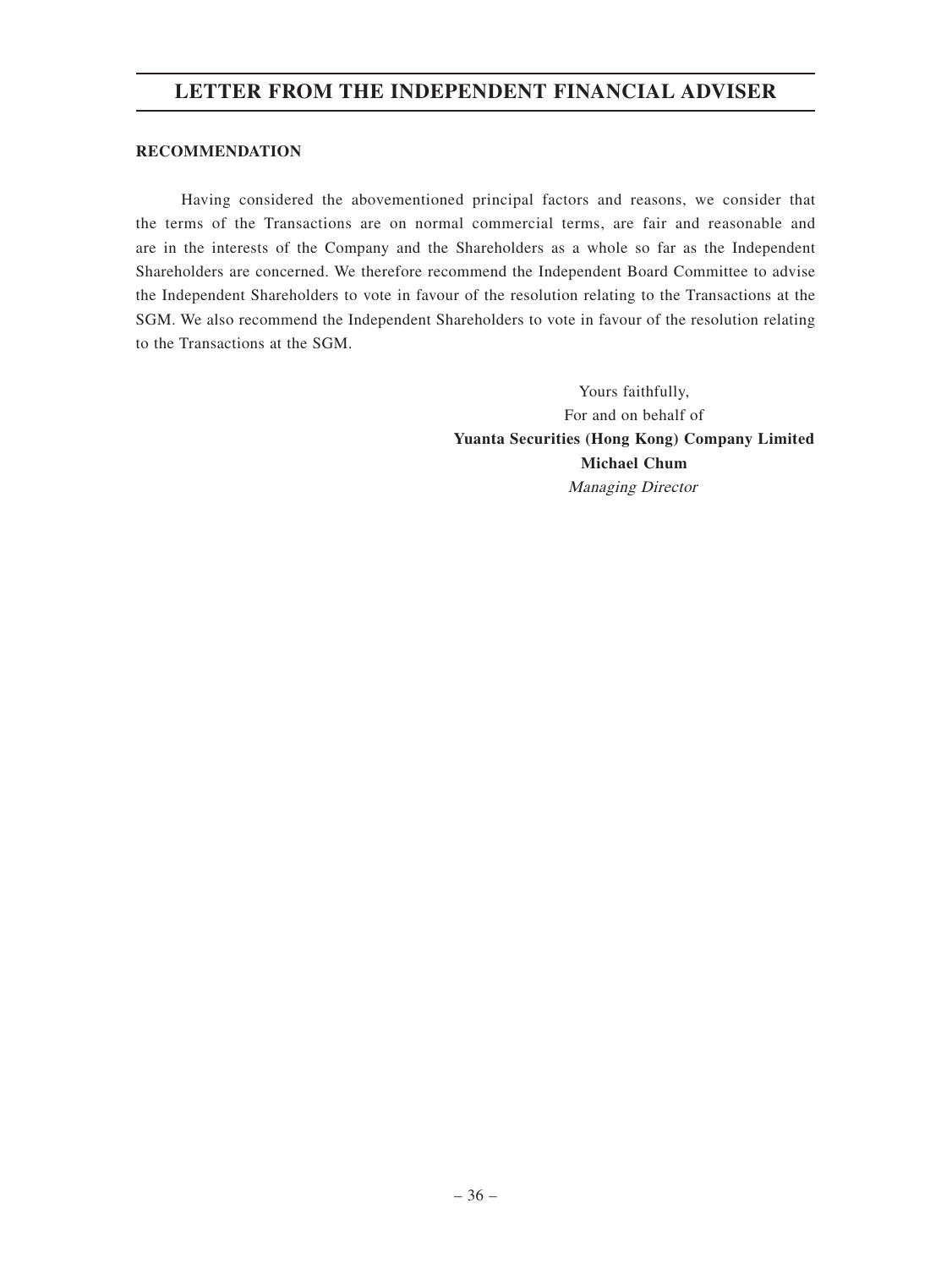**RECOMMENDATION**

Having considered the abovementioned principal factors and reasons, we consider that the terms of the Transactions are on normal commercial terms, are fair and reasonable and are in the interests of the Company and the Shareholders as a whole so far as the Independent Shareholders are concerned. We therefore recommend the Independent Board Committee to advise the Independent Shareholders to vote in favour of the resolution relating to the Transactions at the SGM. We also recommend the Independent Shareholders to vote in favour of the resolution relating to the Transactions at the SGM.

Yours faithfully,
For and on behalf of
**Yuanta Securities (Hong Kong) Company Limited**
**Michael Chum**
*Managing Director*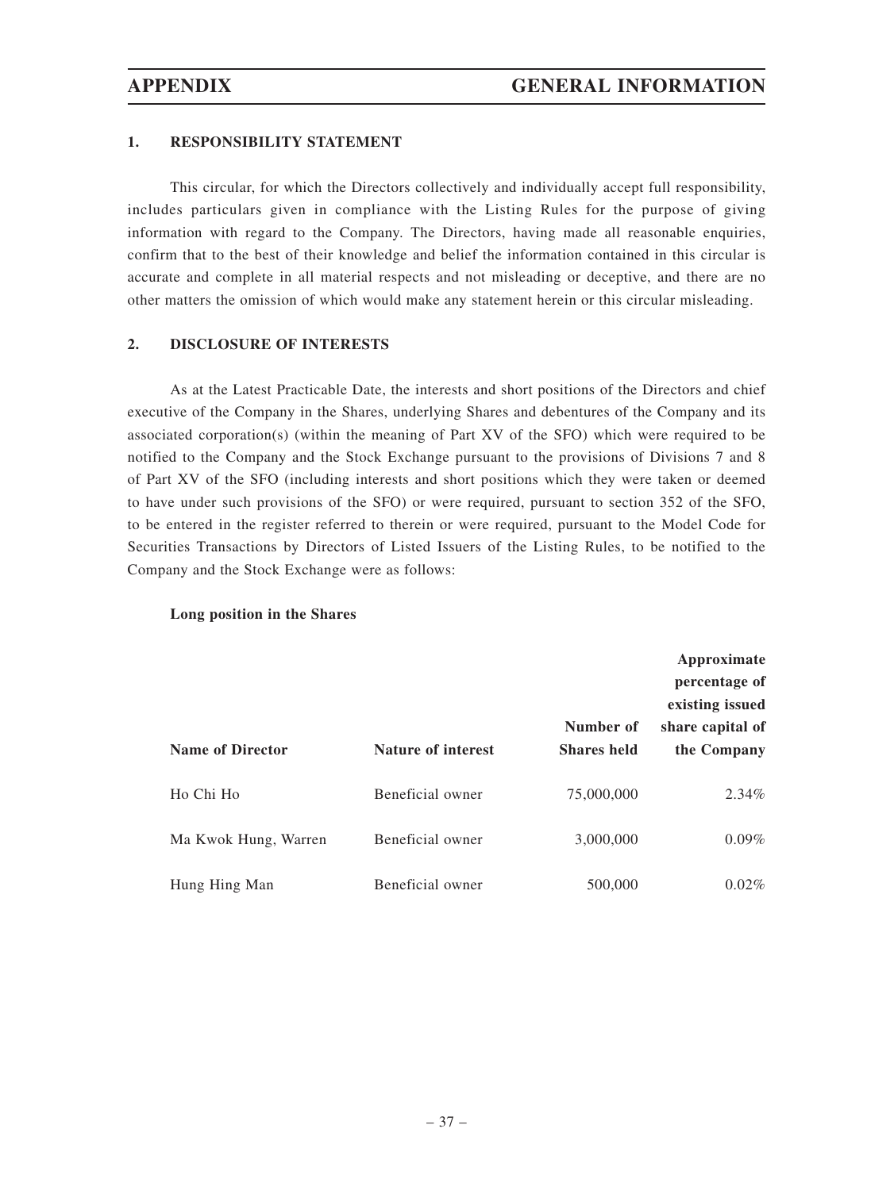## 1. RESPONSIBILITY STATEMENT

This circular, for which the Directors collectively and individually accept full responsibility, includes particulars given in compliance with the Listing Rules for the purpose of giving information with regard to the Company. The Directors, having made all reasonable enquiries, confirm that to the best of their knowledge and belief the information contained in this circular is accurate and complete in all material respects and not misleading or deceptive, and there are no other matters the omission of which would make any statement herein or this circular misleading.

## 2. DISCLOSURE OF INTERESTS

As at the Latest Practicable Date, the interests and short positions of the Directors and chief executive of the Company in the Shares, underlying Shares and debentures of the Company and its associated corporation(s) (within the meaning of Part XV of the SFO) which were required to be notified to the Company and the Stock Exchange pursuant to the provisions of Divisions 7 and 8 of Part XV of the SFO (including interests and short positions which they were taken or deemed to have under such provisions of the SFO) or were required, pursuant to section 352 of the SFO, to be entered in the register referred to therein or were required, pursuant to the Model Code for Securities Transactions by Directors of Listed Issuers of the Listing Rules, to be notified to the Company and the Stock Exchange were as follows:

**Long position in the Shares**

| Name of Director | Nature of interest | Number of Shares held | Approximate percentage of existing issued share capital of the Company |
|---|---|---|---|
| Ho Chi Ho | Beneficial owner | 75,000,000 | 2.34% |
| Ma Kwok Hung, Warren | Beneficial owner | 3,000,000 | 0.09% |
| Hung Hing Man | Beneficial owner | 500,000 | 0.02% |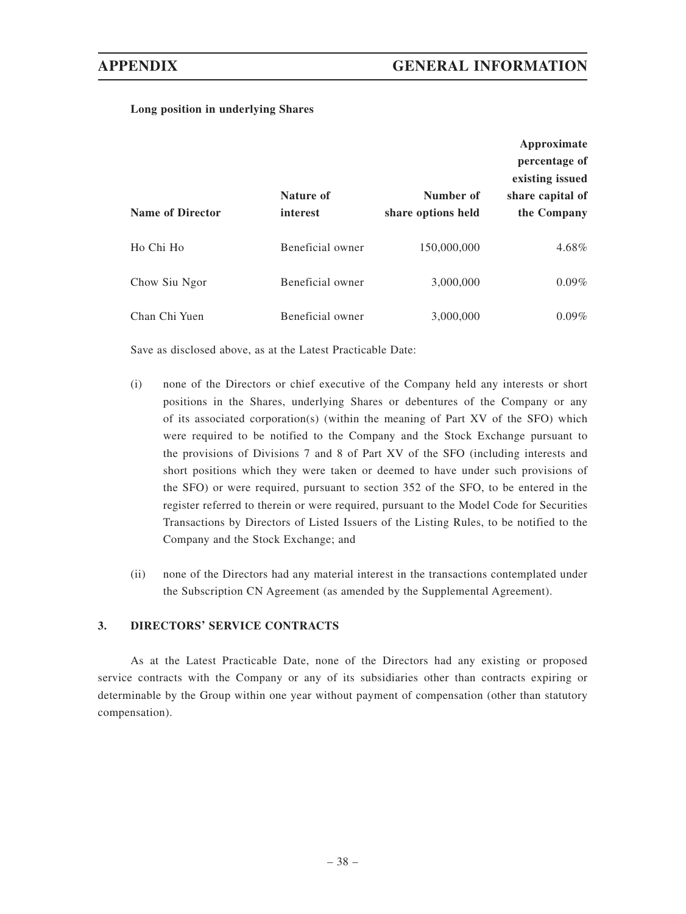**Long position in underlying Shares**

| Name of Director | Nature of interest | Number of share options held | Approximate percentage of existing issued share capital of the Company |
|---|---|---|---|
| Ho Chi Ho | Beneficial owner | 150,000,000 | 4.68% |
| Chow Siu Ngor | Beneficial owner | 3,000,000 | 0.09% |
| Chan Chi Yuen | Beneficial owner | 3,000,000 | 0.09% |

Save as disclosed above, as at the Latest Practicable Date:

(i) none of the Directors or chief executive of the Company held any interests or short positions in the Shares, underlying Shares or debentures of the Company or any of its associated corporation(s) (within the meaning of Part XV of the SFO) which were required to be notified to the Company and the Stock Exchange pursuant to the provisions of Divisions 7 and 8 of Part XV of the SFO (including interests and short positions which they were taken or deemed to have under such provisions of the SFO) or were required, pursuant to section 352 of the SFO, to be entered in the register referred to therein or were required, pursuant to the Model Code for Securities Transactions by Directors of Listed Issuers of the Listing Rules, to be notified to the Company and the Stock Exchange; and

(ii) none of the Directors had any material interest in the transactions contemplated under the Subscription CN Agreement (as amended by the Supplemental Agreement).

## 3. DIRECTORS' SERVICE CONTRACTS

As at the Latest Practicable Date, none of the Directors had any existing or proposed service contracts with the Company or any of its subsidiaries other than contracts expiring or determinable by the Group within one year without payment of compensation (other than statutory compensation).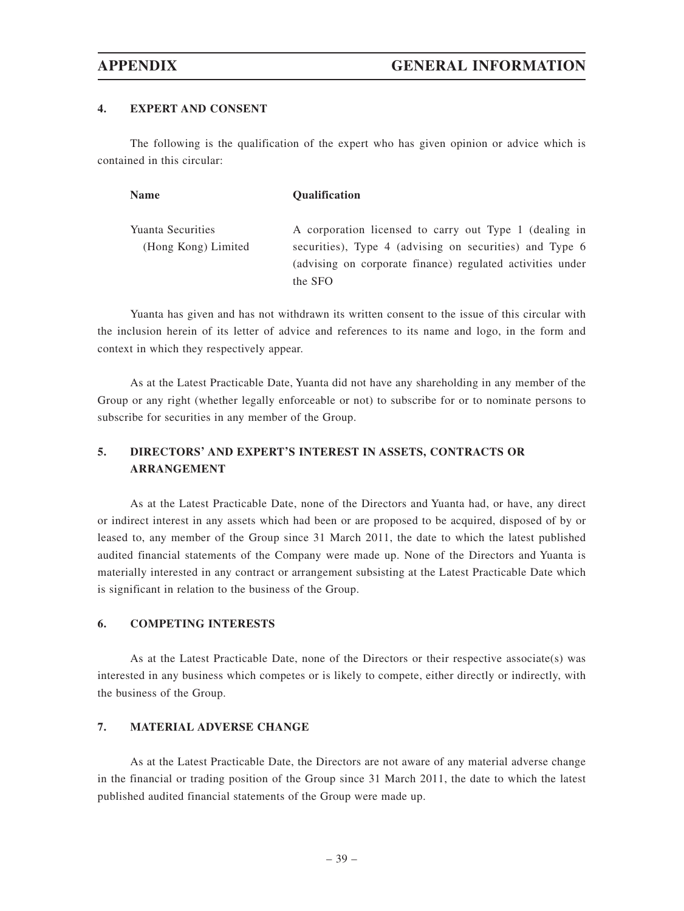## 4. EXPERT AND CONSENT

The following is the qualification of the expert who has given opinion or advice which is contained in this circular:

| Name | Qualification |
|---|---|
| Yuanta Securities (Hong Kong) Limited | A corporation licensed to carry out Type 1 (dealing in securities), Type 4 (advising on securities) and Type 6 (advising on corporate finance) regulated activities under the SFO |

Yuanta has given and has not withdrawn its written consent to the issue of this circular with the inclusion herein of its letter of advice and references to its name and logo, in the form and context in which they respectively appear.

As at the Latest Practicable Date, Yuanta did not have any shareholding in any member of the Group or any right (whether legally enforceable or not) to subscribe for or to nominate persons to subscribe for securities in any member of the Group.

## 5. DIRECTORS' AND EXPERT'S INTEREST IN ASSETS, CONTRACTS OR ARRANGEMENT

As at the Latest Practicable Date, none of the Directors and Yuanta had, or have, any direct or indirect interest in any assets which had been or are proposed to be acquired, disposed of by or leased to, any member of the Group since 31 March 2011, the date to which the latest published audited financial statements of the Company were made up. None of the Directors and Yuanta is materially interested in any contract or arrangement subsisting at the Latest Practicable Date which is significant in relation to the business of the Group.

## 6. COMPETING INTERESTS

As at the Latest Practicable Date, none of the Directors or their respective associate(s) was interested in any business which competes or is likely to compete, either directly or indirectly, with the business of the Group.

## 7. MATERIAL ADVERSE CHANGE

As at the Latest Practicable Date, the Directors are not aware of any material adverse change in the financial or trading position of the Group since 31 March 2011, the date to which the latest published audited financial statements of the Group were made up.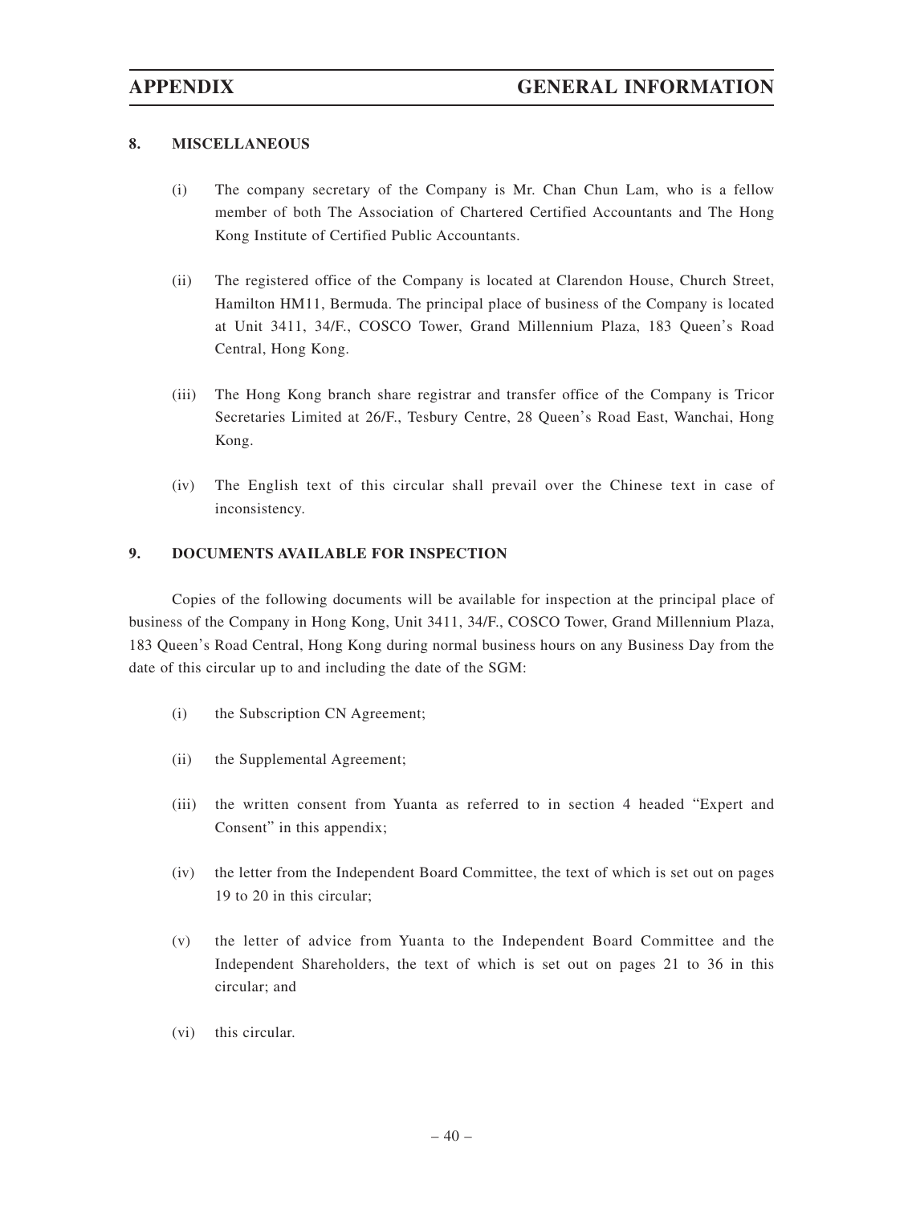## 8. MISCELLANEOUS

(i) The company secretary of the Company is Mr. Chan Chun Lam, who is a fellow member of both The Association of Chartered Certified Accountants and The Hong Kong Institute of Certified Public Accountants.

(ii) The registered office of the Company is located at Clarendon House, Church Street, Hamilton HM11, Bermuda. The principal place of business of the Company is located at Unit 3411, 34/F., COSCO Tower, Grand Millennium Plaza, 183 Queen's Road Central, Hong Kong.

(iii) The Hong Kong branch share registrar and transfer office of the Company is Tricor Secretaries Limited at 26/F., Tesbury Centre, 28 Queen's Road East, Wanchai, Hong Kong.

(iv) The English text of this circular shall prevail over the Chinese text in case of inconsistency.

## 9. DOCUMENTS AVAILABLE FOR INSPECTION

Copies of the following documents will be available for inspection at the principal place of business of the Company in Hong Kong, Unit 3411, 34/F., COSCO Tower, Grand Millennium Plaza, 183 Queen's Road Central, Hong Kong during normal business hours on any Business Day from the date of this circular up to and including the date of the SGM:

(i) the Subscription CN Agreement;

(ii) the Supplemental Agreement;

(iii) the written consent from Yuanta as referred to in section 4 headed "Expert and Consent" in this appendix;

(iv) the letter from the Independent Board Committee, the text of which is set out on pages 19 to 20 in this circular;

(v) the letter of advice from Yuanta to the Independent Board Committee and the Independent Shareholders, the text of which is set out on pages 21 to 36 in this circular; and

(vi) this circular.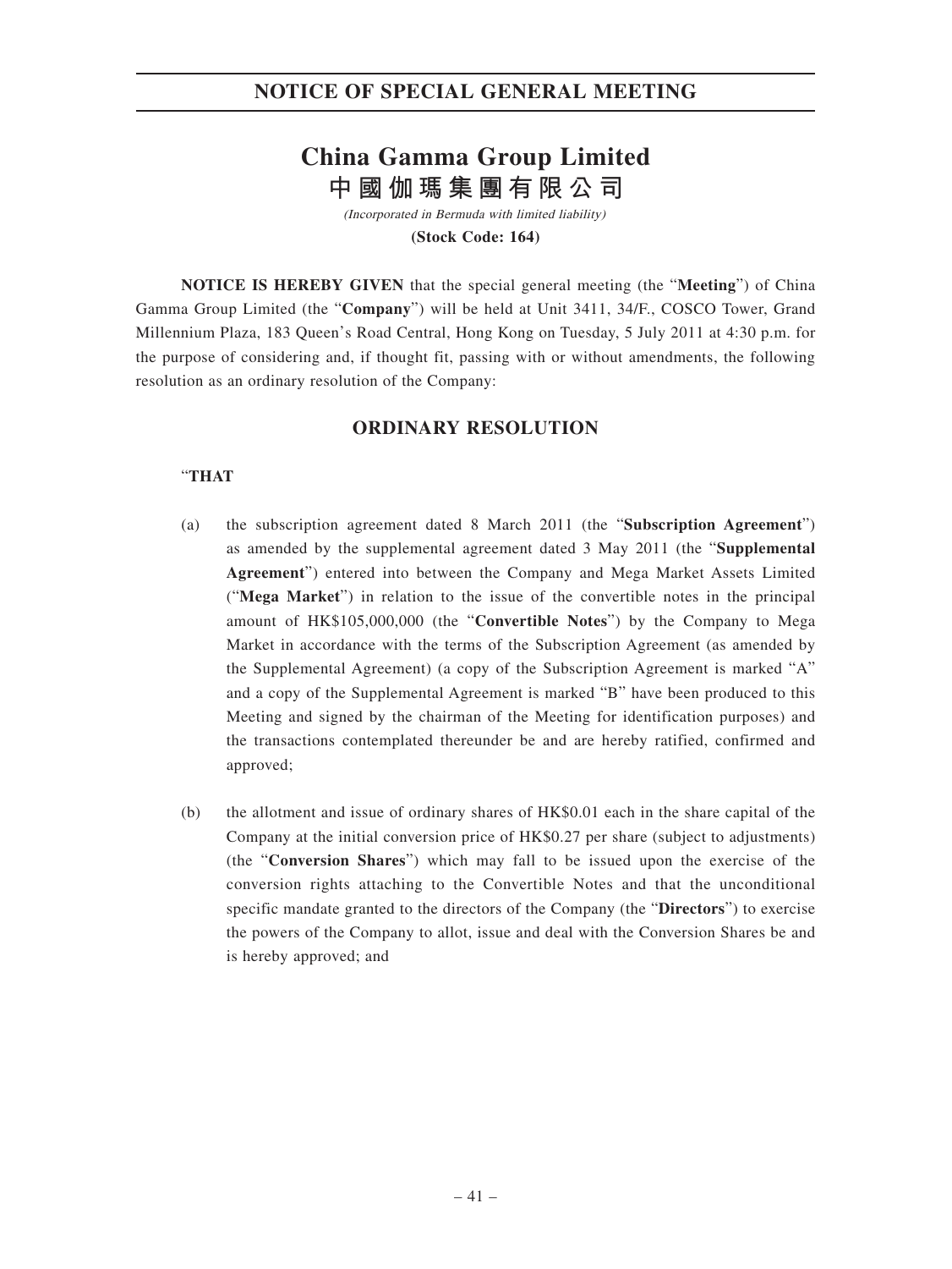# NOTICE OF SPECIAL GENERAL MEETING

## China Gamma Group Limited
## 中國伽瑪集團有限公司

*(Incorporated in Bermuda with limited liability)*

**(Stock Code: 164)**

**NOTICE IS HEREBY GIVEN** that the special general meeting (the "**Meeting**") of China Gamma Group Limited (the "**Company**") will be held at Unit 3411, 34/F., COSCO Tower, Grand Millennium Plaza, 183 Queen's Road Central, Hong Kong on Tuesday, 5 July 2011 at 4:30 p.m. for the purpose of considering and, if thought fit, passing with or without amendments, the following resolution as an ordinary resolution of the Company:

## ORDINARY RESOLUTION

"**THAT**

(a) the subscription agreement dated 8 March 2011 (the "**Subscription Agreement**") as amended by the supplemental agreement dated 3 May 2011 (the "**Supplemental Agreement**") entered into between the Company and Mega Market Assets Limited ("**Mega Market**") in relation to the issue of the convertible notes in the principal amount of HK$105,000,000 (the "**Convertible Notes**") by the Company to Mega Market in accordance with the terms of the Subscription Agreement (as amended by the Supplemental Agreement) (a copy of the Subscription Agreement is marked "A" and a copy of the Supplemental Agreement is marked "B" have been produced to this Meeting and signed by the chairman of the Meeting for identification purposes) and the transactions contemplated thereunder be and are hereby ratified, confirmed and approved;

(b) the allotment and issue of ordinary shares of HK$0.01 each in the share capital of the Company at the initial conversion price of HK$0.27 per share (subject to adjustments) (the "**Conversion Shares**") which may fall to be issued upon the exercise of the conversion rights attaching to the Convertible Notes and that the unconditional specific mandate granted to the directors of the Company (the "**Directors**") to exercise the powers of the Company to allot, issue and deal with the Conversion Shares be and is hereby approved; and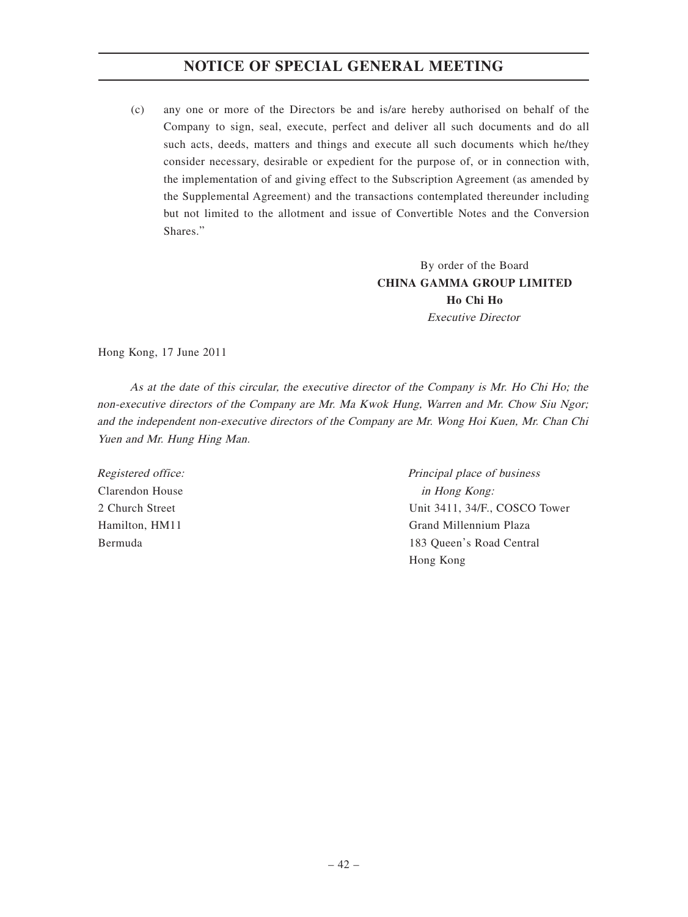# NOTICE OF SPECIAL GENERAL MEETING

(c) any one or more of the Directors be and is/are hereby authorised on behalf of the Company to sign, seal, execute, perfect and deliver all such documents and do all such acts, deeds, matters and things and execute all such documents which he/they consider necessary, desirable or expedient for the purpose of, or in connection with, the implementation of and giving effect to the Subscription Agreement (as amended by the Supplemental Agreement) and the transactions contemplated thereunder including but not limited to the allotment and issue of Convertible Notes and the Conversion Shares."

By order of the Board
**CHINA GAMMA GROUP LIMITED**
**Ho Chi Ho**
*Executive Director*

Hong Kong, 17 June 2011

*As at the date of this circular, the executive director of the Company is Mr. Ho Chi Ho; the non-executive directors of the Company are Mr. Ma Kwok Hung, Warren and Mr. Chow Siu Ngor; and the independent non-executive directors of the Company are Mr. Wong Hoi Kuen, Mr. Chan Chi Yuen and Mr. Hung Hing Man.*

*Registered office:*
Clarendon House
2 Church Street
Hamilton, HM11
Bermuda

*Principal place of business in Hong Kong:*
Unit 3411, 34/F., COSCO Tower
Grand Millennium Plaza
183 Queen's Road Central
Hong Kong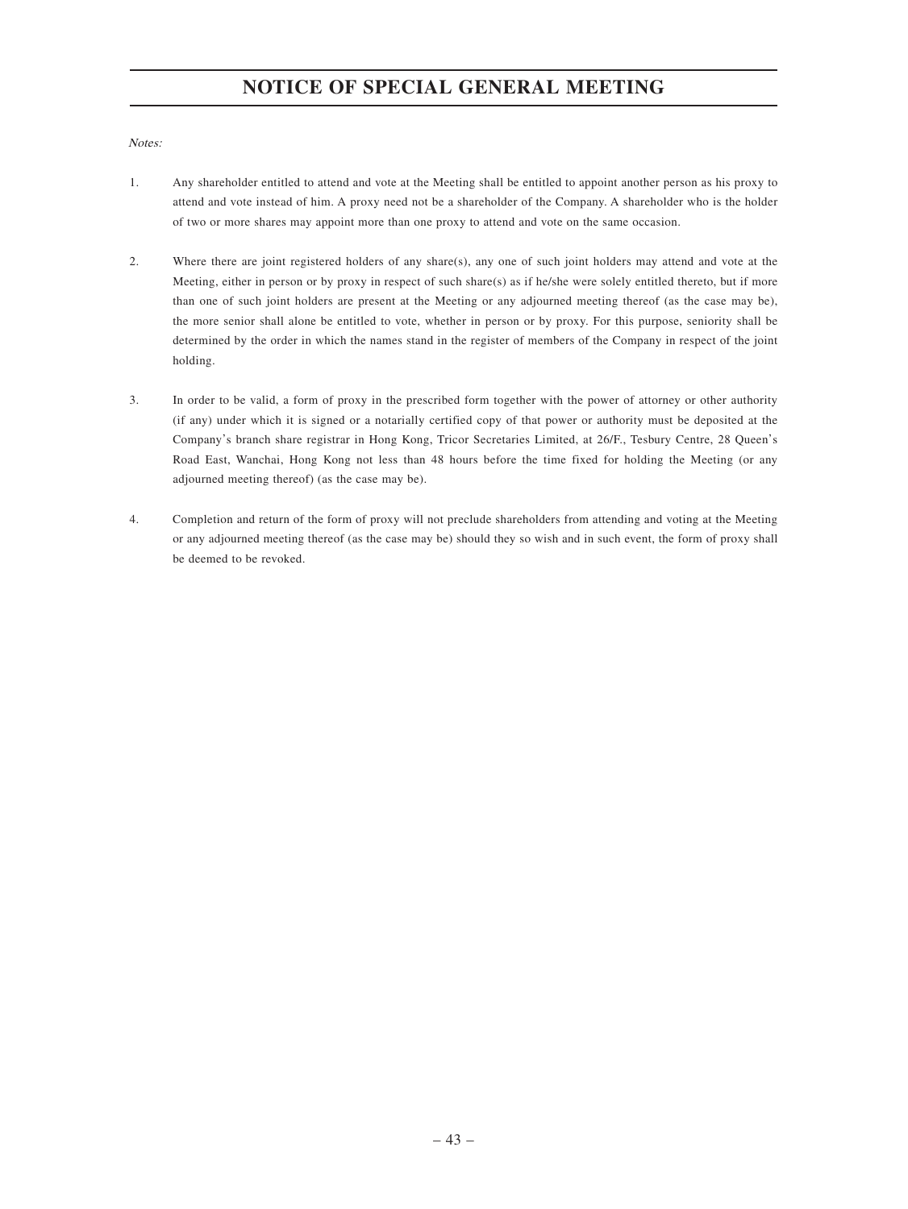# NOTICE OF SPECIAL GENERAL MEETING

*Notes:*

1. Any shareholder entitled to attend and vote at the Meeting shall be entitled to appoint another person as his proxy to attend and vote instead of him. A proxy need not be a shareholder of the Company. A shareholder who is the holder of two or more shares may appoint more than one proxy to attend and vote on the same occasion.

2. Where there are joint registered holders of any share(s), any one of such joint holders may attend and vote at the Meeting, either in person or by proxy in respect of such share(s) as if he/she were solely entitled thereto, but if more than one of such joint holders are present at the Meeting or any adjourned meeting thereof (as the case may be), the more senior shall alone be entitled to vote, whether in person or by proxy. For this purpose, seniority shall be determined by the order in which the names stand in the register of members of the Company in respect of the joint holding.

3. In order to be valid, a form of proxy in the prescribed form together with the power of attorney or other authority (if any) under which it is signed or a notarially certified copy of that power or authority must be deposited at the Company's branch share registrar in Hong Kong, Tricor Secretaries Limited, at 26/F., Tesbury Centre, 28 Queen's Road East, Wanchai, Hong Kong not less than 48 hours before the time fixed for holding the Meeting (or any adjourned meeting thereof) (as the case may be).

4. Completion and return of the form of proxy will not preclude shareholders from attending and voting at the Meeting or any adjourned meeting thereof (as the case may be) should they so wish and in such event, the form of proxy shall be deemed to be revoked.